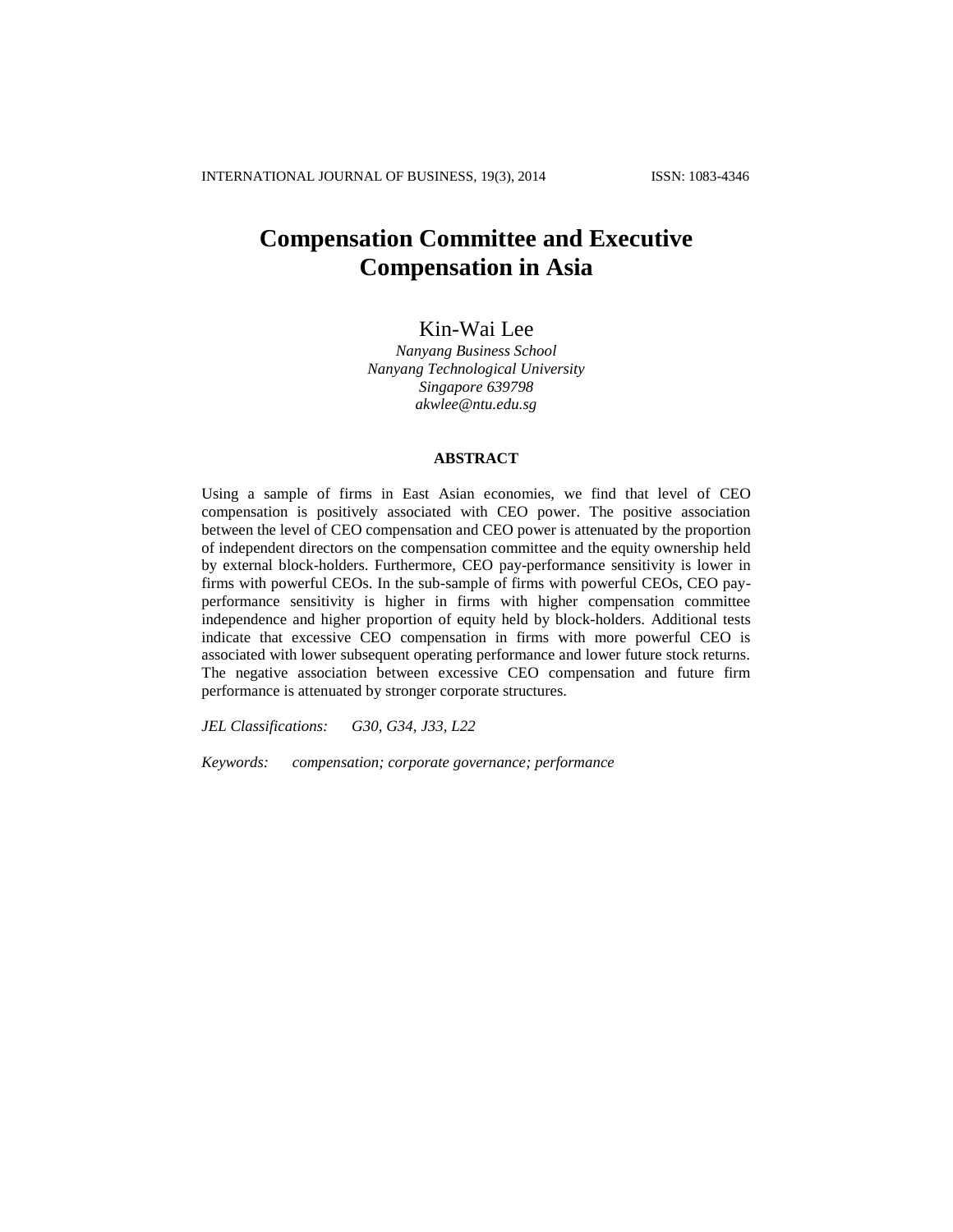# Compensation Committee and Executive Compensation in Asia

Kin-Wai Lee

*Nanyang Business School*
*Nanyang Technological University*
*Singapore 639798*
*akwlee@ntu.edu.sg*

## ABSTRACT

Using a sample of firms in East Asian economies, we find that level of CEO compensation is positively associated with CEO power. The positive association between the level of CEO compensation and CEO power is attenuated by the proportion of independent directors on the compensation committee and the equity ownership held by external block-holders. Furthermore, CEO pay-performance sensitivity is lower in firms with powerful CEOs. In the sub-sample of firms with powerful CEOs, CEO pay-performance sensitivity is higher in firms with higher compensation committee independence and higher proportion of equity held by block-holders. Additional tests indicate that excessive CEO compensation in firms with more powerful CEO is associated with lower subsequent operating performance and lower future stock returns. The negative association between excessive CEO compensation and future firm performance is attenuated by stronger corporate structures.

*JEL Classifications:* *G30, G34, J33, L22*

*Keywords:* *compensation; corporate governance; performance*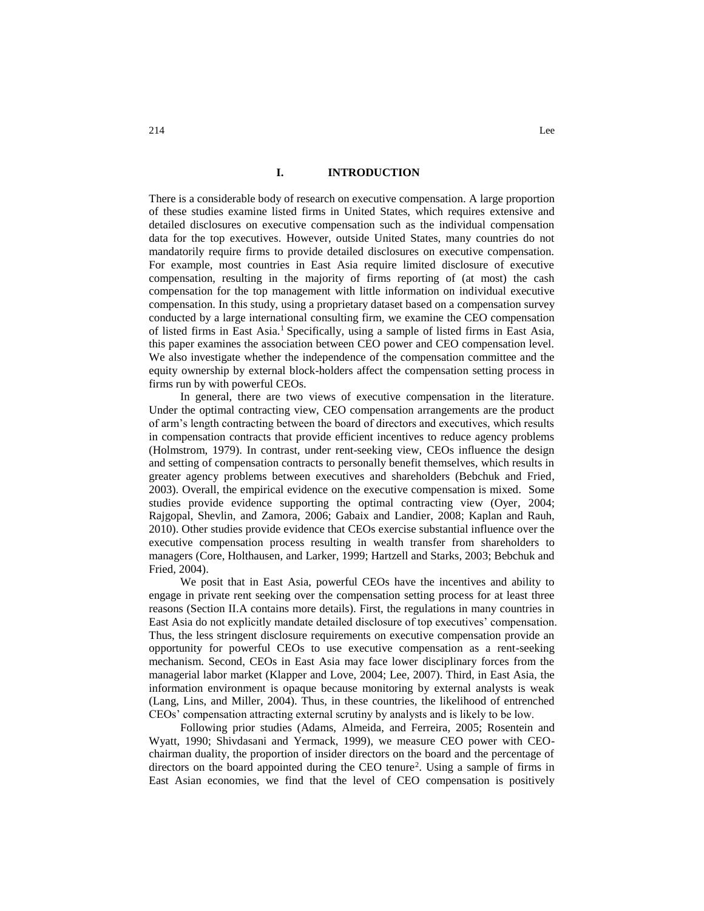# I. INTRODUCTION

There is a considerable body of research on executive compensation. A large proportion of these studies examine listed firms in United States, which requires extensive and detailed disclosures on executive compensation such as the individual compensation data for the top executives. However, outside United States, many countries do not mandatorily require firms to provide detailed disclosures on executive compensation. For example, most countries in East Asia require limited disclosure of executive compensation, resulting in the majority of firms reporting of (at most) the cash compensation for the top management with little information on individual executive compensation. In this study, using a proprietary dataset based on a compensation survey conducted by a large international consulting firm, we examine the CEO compensation of listed firms in East Asia.[1] Specifically, using a sample of listed firms in East Asia, this paper examines the association between CEO power and CEO compensation level. We also investigate whether the independence of the compensation committee and the equity ownership by external block-holders affect the compensation setting process in firms run by with powerful CEOs.

In general, there are two views of executive compensation in the literature. Under the optimal contracting view, CEO compensation arrangements are the product of arm's length contracting between the board of directors and executives, which results in compensation contracts that provide efficient incentives to reduce agency problems (Holmstrom, 1979). In contrast, under rent-seeking view, CEOs influence the design and setting of compensation contracts to personally benefit themselves, which results in greater agency problems between executives and shareholders (Bebchuk and Fried, 2003). Overall, the empirical evidence on the executive compensation is mixed. Some studies provide evidence supporting the optimal contracting view (Oyer, 2004; Rajgopal, Shevlin, and Zamora, 2006; Gabaix and Landier, 2008; Kaplan and Rauh, 2010). Other studies provide evidence that CEOs exercise substantial influence over the executive compensation process resulting in wealth transfer from shareholders to managers (Core, Holthausen, and Larker, 1999; Hartzell and Starks, 2003; Bebchuk and Fried, 2004).

We posit that in East Asia, powerful CEOs have the incentives and ability to engage in private rent seeking over the compensation setting process for at least three reasons (Section II.A contains more details). First, the regulations in many countries in East Asia do not explicitly mandate detailed disclosure of top executives' compensation. Thus, the less stringent disclosure requirements on executive compensation provide an opportunity for powerful CEOs to use executive compensation as a rent-seeking mechanism. Second, CEOs in East Asia may face lower disciplinary forces from the managerial labor market (Klapper and Love, 2004; Lee, 2007). Third, in East Asia, the information environment is opaque because monitoring by external analysts is weak (Lang, Lins, and Miller, 2004). Thus, in these countries, the likelihood of entrenched CEOs' compensation attracting external scrutiny by analysts and is likely to be low.

Following prior studies (Adams, Almeida, and Ferreira, 2005; Rosentein and Wyatt, 1990; Shivdasani and Yermack, 1999), we measure CEO power with CEO-chairman duality, the proportion of insider directors on the board and the percentage of directors on the board appointed during the CEO tenure[2]. Using a sample of firms in East Asian economies, we find that the level of CEO compensation is positively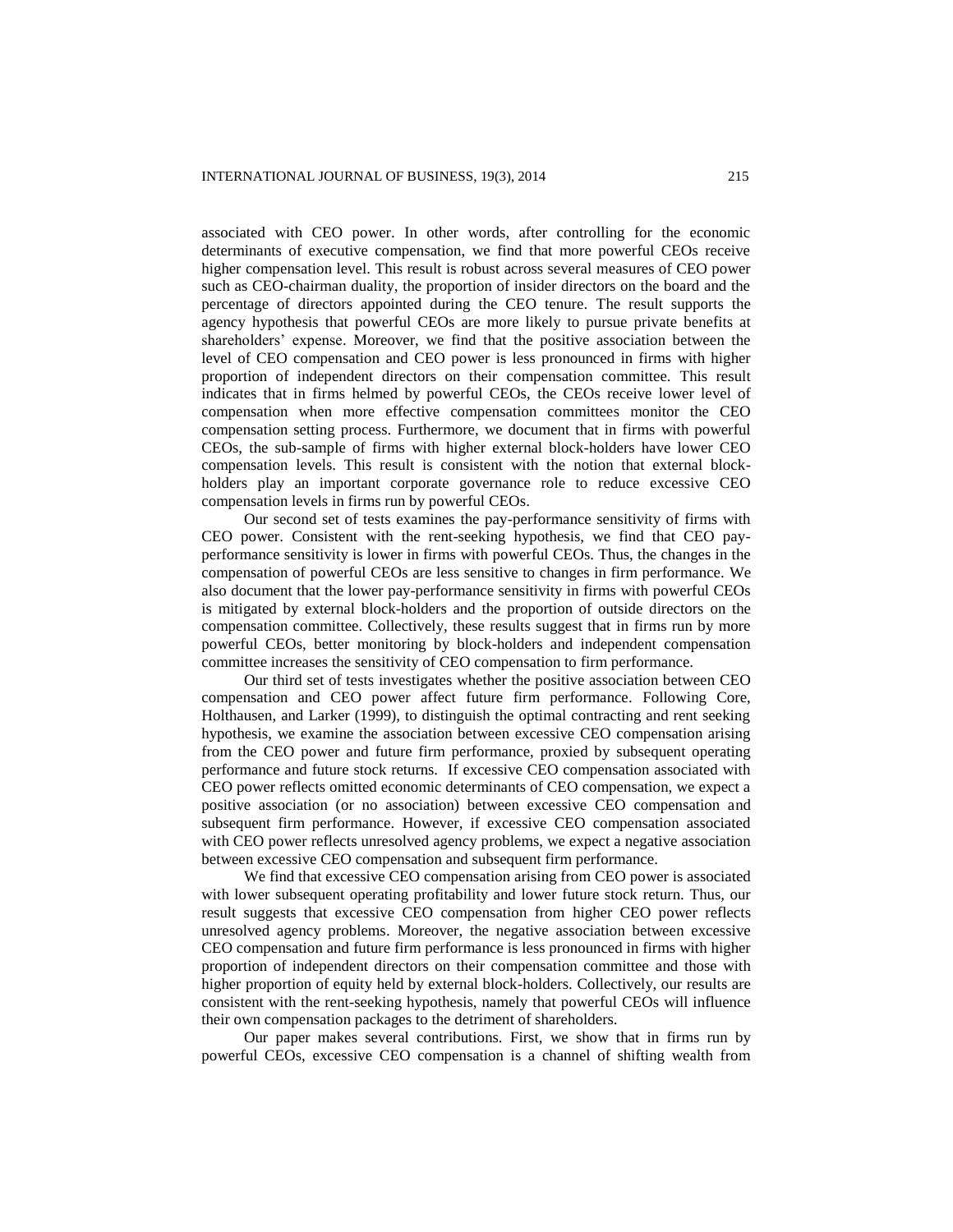associated with CEO power. In other words, after controlling for the economic determinants of executive compensation, we find that more powerful CEOs receive higher compensation level. This result is robust across several measures of CEO power such as CEO-chairman duality, the proportion of insider directors on the board and the percentage of directors appointed during the CEO tenure. The result supports the agency hypothesis that powerful CEOs are more likely to pursue private benefits at shareholders' expense. Moreover, we find that the positive association between the level of CEO compensation and CEO power is less pronounced in firms with higher proportion of independent directors on their compensation committee. This result indicates that in firms helmed by powerful CEOs, the CEOs receive lower level of compensation when more effective compensation committees monitor the CEO compensation setting process. Furthermore, we document that in firms with powerful CEOs, the sub-sample of firms with higher external block-holders have lower CEO compensation levels. This result is consistent with the notion that external block-holders play an important corporate governance role to reduce excessive CEO compensation levels in firms run by powerful CEOs.

Our second set of tests examines the pay-performance sensitivity of firms with CEO power. Consistent with the rent-seeking hypothesis, we find that CEO pay-performance sensitivity is lower in firms with powerful CEOs. Thus, the changes in the compensation of powerful CEOs are less sensitive to changes in firm performance. We also document that the lower pay-performance sensitivity in firms with powerful CEOs is mitigated by external block-holders and the proportion of outside directors on the compensation committee. Collectively, these results suggest that in firms run by more powerful CEOs, better monitoring by block-holders and independent compensation committee increases the sensitivity of CEO compensation to firm performance.

Our third set of tests investigates whether the positive association between CEO compensation and CEO power affect future firm performance. Following Core, Holthausen, and Larker (1999), to distinguish the optimal contracting and rent seeking hypothesis, we examine the association between excessive CEO compensation arising from the CEO power and future firm performance, proxied by subsequent operating performance and future stock returns. If excessive CEO compensation associated with CEO power reflects omitted economic determinants of CEO compensation, we expect a positive association (or no association) between excessive CEO compensation and subsequent firm performance. However, if excessive CEO compensation associated with CEO power reflects unresolved agency problems, we expect a negative association between excessive CEO compensation and subsequent firm performance.

We find that excessive CEO compensation arising from CEO power is associated with lower subsequent operating profitability and lower future stock return. Thus, our result suggests that excessive CEO compensation from higher CEO power reflects unresolved agency problems. Moreover, the negative association between excessive CEO compensation and future firm performance is less pronounced in firms with higher proportion of independent directors on their compensation committee and those with higher proportion of equity held by external block-holders. Collectively, our results are consistent with the rent-seeking hypothesis, namely that powerful CEOs will influence their own compensation packages to the detriment of shareholders.

Our paper makes several contributions. First, we show that in firms run by powerful CEOs, excessive CEO compensation is a channel of shifting wealth from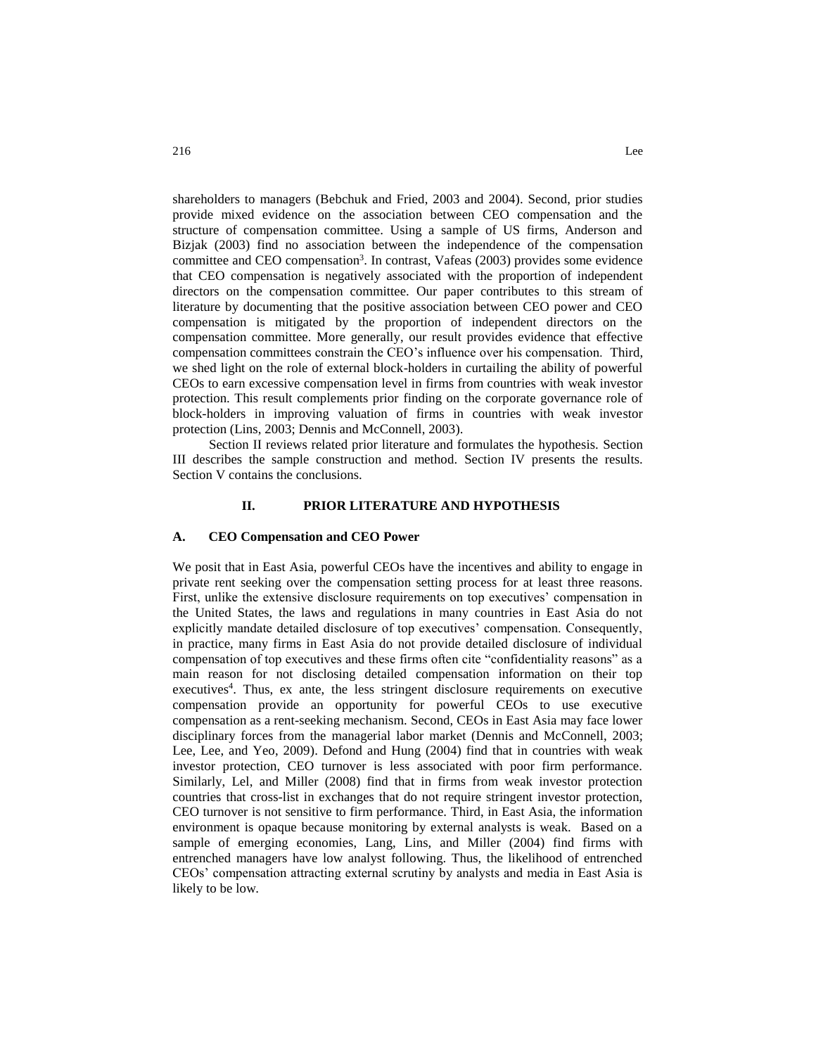shareholders to managers (Bebchuk and Fried, 2003 and 2004). Second, prior studies provide mixed evidence on the association between CEO compensation and the structure of compensation committee. Using a sample of US firms, Anderson and Bizjak (2003) find no association between the independence of the compensation committee and CEO compensation[3]. In contrast, Vafeas (2003) provides some evidence that CEO compensation is negatively associated with the proportion of independent directors on the compensation committee. Our paper contributes to this stream of literature by documenting that the positive association between CEO power and CEO compensation is mitigated by the proportion of independent directors on the compensation committee. More generally, our result provides evidence that effective compensation committees constrain the CEO's influence over his compensation. Third, we shed light on the role of external block-holders in curtailing the ability of powerful CEOs to earn excessive compensation level in firms from countries with weak investor protection. This result complements prior finding on the corporate governance role of block-holders in improving valuation of firms in countries with weak investor protection (Lins, 2003; Dennis and McConnell, 2003).

Section II reviews related prior literature and formulates the hypothesis. Section III describes the sample construction and method. Section IV presents the results. Section V contains the conclusions.

## II. PRIOR LITERATURE AND HYPOTHESIS

### A. CEO Compensation and CEO Power

We posit that in East Asia, powerful CEOs have the incentives and ability to engage in private rent seeking over the compensation setting process for at least three reasons. First, unlike the extensive disclosure requirements on top executives' compensation in the United States, the laws and regulations in many countries in East Asia do not explicitly mandate detailed disclosure of top executives' compensation. Consequently, in practice, many firms in East Asia do not provide detailed disclosure of individual compensation of top executives and these firms often cite "confidentiality reasons" as a main reason for not disclosing detailed compensation information on their top executives[4]. Thus, ex ante, the less stringent disclosure requirements on executive compensation provide an opportunity for powerful CEOs to use executive compensation as a rent-seeking mechanism. Second, CEOs in East Asia may face lower disciplinary forces from the managerial labor market (Dennis and McConnell, 2003; Lee, Lee, and Yeo, 2009). Defond and Hung (2004) find that in countries with weak investor protection, CEO turnover is less associated with poor firm performance. Similarly, Lel, and Miller (2008) find that in firms from weak investor protection countries that cross-list in exchanges that do not require stringent investor protection, CEO turnover is not sensitive to firm performance. Third, in East Asia, the information environment is opaque because monitoring by external analysts is weak. Based on a sample of emerging economies, Lang, Lins, and Miller (2004) find firms with entrenched managers have low analyst following. Thus, the likelihood of entrenched CEOs' compensation attracting external scrutiny by analysts and media in East Asia is likely to be low.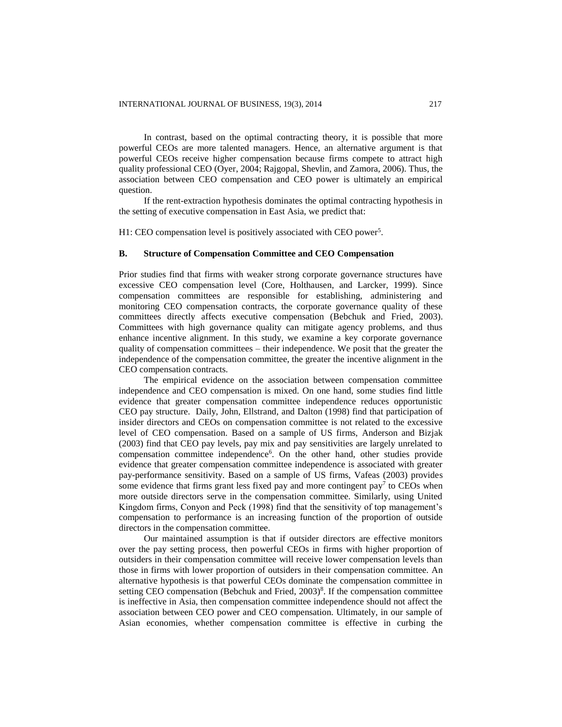In contrast, based on the optimal contracting theory, it is possible that more powerful CEOs are more talented managers. Hence, an alternative argument is that powerful CEOs receive higher compensation because firms compete to attract high quality professional CEO (Oyer, 2004; Rajgopal, Shevlin, and Zamora, 2006). Thus, the association between CEO compensation and CEO power is ultimately an empirical question.

If the rent-extraction hypothesis dominates the optimal contracting hypothesis in the setting of executive compensation in East Asia, we predict that:

H1: CEO compensation level is positively associated with CEO power[5].

### B. Structure of Compensation Committee and CEO Compensation

Prior studies find that firms with weaker strong corporate governance structures have excessive CEO compensation level (Core, Holthausen, and Larcker, 1999). Since compensation committees are responsible for establishing, administering and monitoring CEO compensation contracts, the corporate governance quality of these committees directly affects executive compensation (Bebchuk and Fried, 2003). Committees with high governance quality can mitigate agency problems, and thus enhance incentive alignment. In this study, we examine a key corporate governance quality of compensation committees – their independence. We posit that the greater the independence of the compensation committee, the greater the incentive alignment in the CEO compensation contracts.

The empirical evidence on the association between compensation committee independence and CEO compensation is mixed. On one hand, some studies find little evidence that greater compensation committee independence reduces opportunistic CEO pay structure. Daily, John, Ellstrand, and Dalton (1998) find that participation of insider directors and CEOs on compensation committee is not related to the excessive level of CEO compensation. Based on a sample of US firms, Anderson and Bizjak (2003) find that CEO pay levels, pay mix and pay sensitivities are largely unrelated to compensation committee independence[6]. On the other hand, other studies provide evidence that greater compensation committee independence is associated with greater pay-performance sensitivity. Based on a sample of US firms, Vafeas (2003) provides some evidence that firms grant less fixed pay and more contingent pay[7] to CEOs when more outside directors serve in the compensation committee. Similarly, using United Kingdom firms, Conyon and Peck (1998) find that the sensitivity of top management's compensation to performance is an increasing function of the proportion of outside directors in the compensation committee.

Our maintained assumption is that if outsider directors are effective monitors over the pay setting process, then powerful CEOs in firms with higher proportion of outsiders in their compensation committee will receive lower compensation levels than those in firms with lower proportion of outsiders in their compensation committee. An alternative hypothesis is that powerful CEOs dominate the compensation committee in setting CEO compensation (Bebchuk and Fried, 2003)[8]. If the compensation committee is ineffective in Asia, then compensation committee independence should not affect the association between CEO power and CEO compensation. Ultimately, in our sample of Asian economies, whether compensation committee is effective in curbing the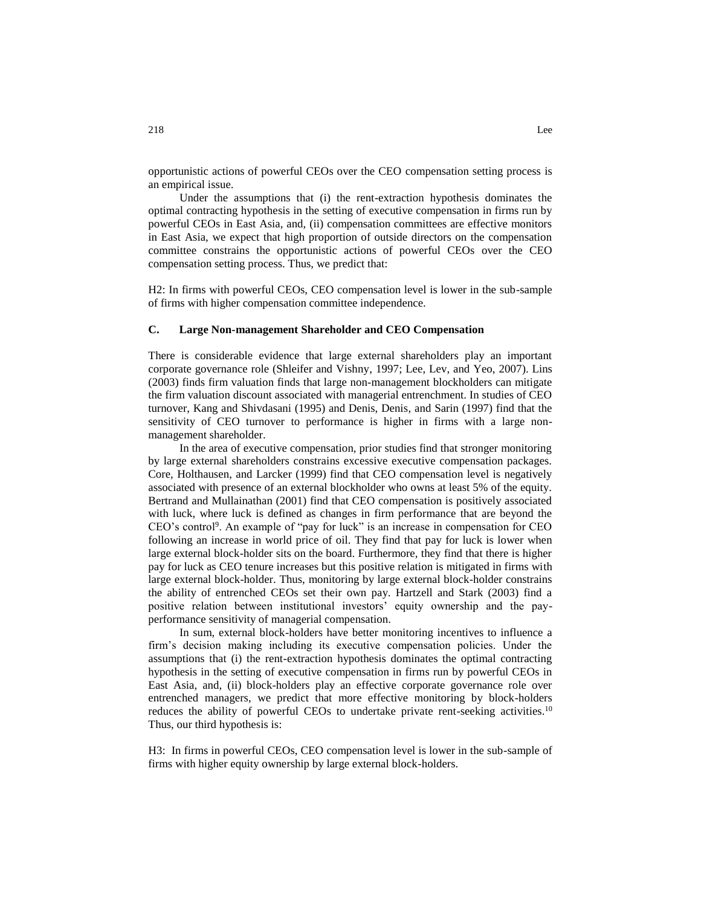opportunistic actions of powerful CEOs over the CEO compensation setting process is an empirical issue.

Under the assumptions that (i) the rent-extraction hypothesis dominates the optimal contracting hypothesis in the setting of executive compensation in firms run by powerful CEOs in East Asia, and, (ii) compensation committees are effective monitors in East Asia, we expect that high proportion of outside directors on the compensation committee constrains the opportunistic actions of powerful CEOs over the CEO compensation setting process. Thus, we predict that:

H2: In firms with powerful CEOs, CEO compensation level is lower in the sub-sample of firms with higher compensation committee independence.

### C. Large Non-management Shareholder and CEO Compensation

There is considerable evidence that large external shareholders play an important corporate governance role (Shleifer and Vishny, 1997; Lee, Lev, and Yeo, 2007). Lins (2003) finds firm valuation finds that large non-management blockholders can mitigate the firm valuation discount associated with managerial entrenchment. In studies of CEO turnover, Kang and Shivdasani (1995) and Denis, Denis, and Sarin (1997) find that the sensitivity of CEO turnover to performance is higher in firms with a large non-management shareholder.

In the area of executive compensation, prior studies find that stronger monitoring by large external shareholders constrains excessive executive compensation packages. Core, Holthausen, and Larcker (1999) find that CEO compensation level is negatively associated with presence of an external blockholder who owns at least 5% of the equity. Bertrand and Mullainathan (2001) find that CEO compensation is positively associated with luck, where luck is defined as changes in firm performance that are beyond the CEO's control[9]. An example of "pay for luck" is an increase in compensation for CEO following an increase in world price of oil. They find that pay for luck is lower when large external block-holder sits on the board. Furthermore, they find that there is higher pay for luck as CEO tenure increases but this positive relation is mitigated in firms with large external block-holder. Thus, monitoring by large external block-holder constrains the ability of entrenched CEOs set their own pay. Hartzell and Stark (2003) find a positive relation between institutional investors' equity ownership and the pay-performance sensitivity of managerial compensation.

In sum, external block-holders have better monitoring incentives to influence a firm's decision making including its executive compensation policies. Under the assumptions that (i) the rent-extraction hypothesis dominates the optimal contracting hypothesis in the setting of executive compensation in firms run by powerful CEOs in East Asia, and, (ii) block-holders play an effective corporate governance role over entrenched managers, we predict that more effective monitoring by block-holders reduces the ability of powerful CEOs to undertake private rent-seeking activities.[10] Thus, our third hypothesis is:

H3: In firms in powerful CEOs, CEO compensation level is lower in the sub-sample of firms with higher equity ownership by large external block-holders.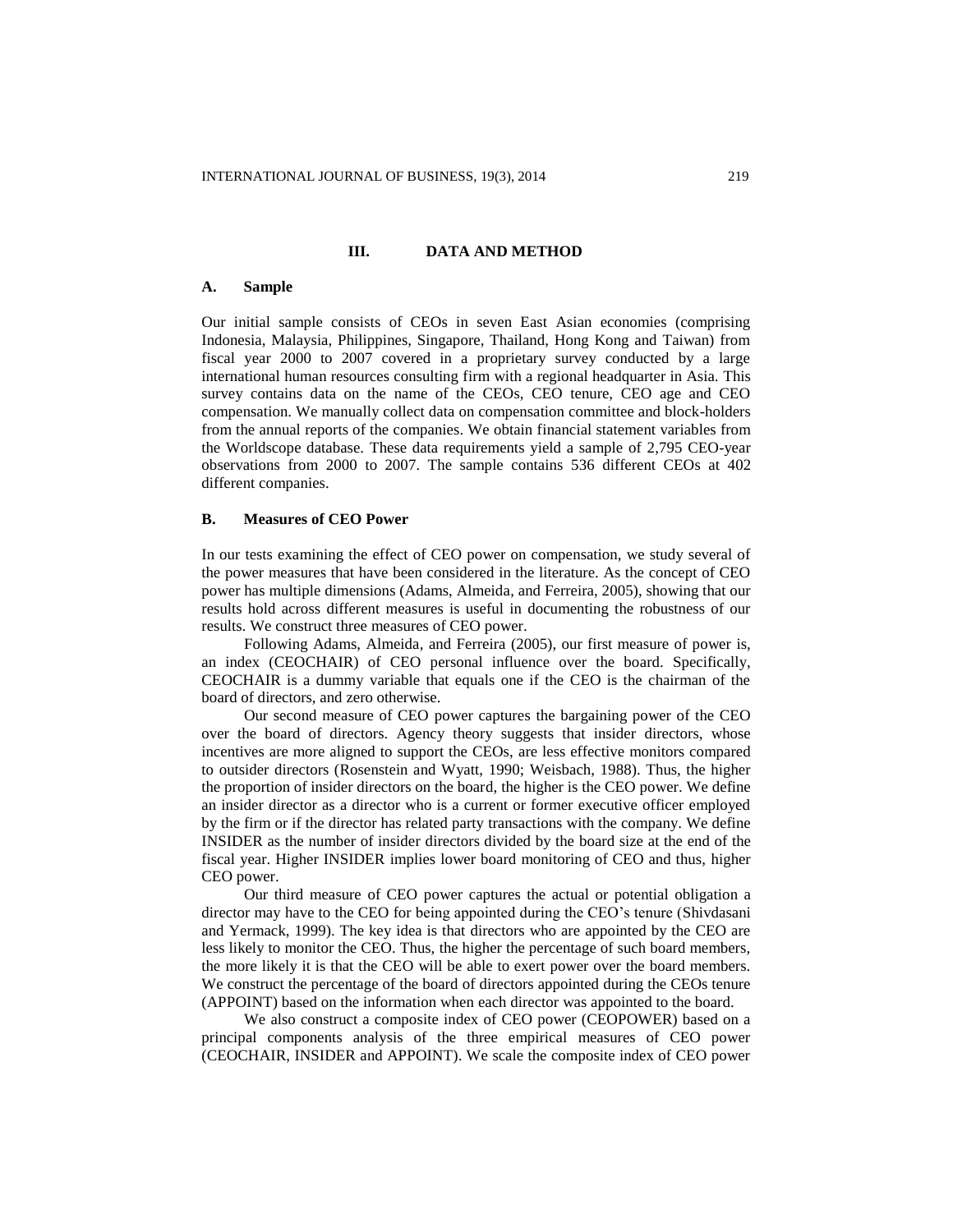## III. DATA AND METHOD

### A. Sample

Our initial sample consists of CEOs in seven East Asian economies (comprising Indonesia, Malaysia, Philippines, Singapore, Thailand, Hong Kong and Taiwan) from fiscal year 2000 to 2007 covered in a proprietary survey conducted by a large international human resources consulting firm with a regional headquarter in Asia. This survey contains data on the name of the CEOs, CEO tenure, CEO age and CEO compensation. We manually collect data on compensation committee and block-holders from the annual reports of the companies. We obtain financial statement variables from the Worldscope database. These data requirements yield a sample of 2,795 CEO-year observations from 2000 to 2007. The sample contains 536 different CEOs at 402 different companies.

### B. Measures of CEO Power

In our tests examining the effect of CEO power on compensation, we study several of the power measures that have been considered in the literature. As the concept of CEO power has multiple dimensions (Adams, Almeida, and Ferreira, 2005), showing that our results hold across different measures is useful in documenting the robustness of our results. We construct three measures of CEO power.

Following Adams, Almeida, and Ferreira (2005), our first measure of power is, an index (CEOCHAIR) of CEO personal influence over the board. Specifically, CEOCHAIR is a dummy variable that equals one if the CEO is the chairman of the board of directors, and zero otherwise.

Our second measure of CEO power captures the bargaining power of the CEO over the board of directors. Agency theory suggests that insider directors, whose incentives are more aligned to support the CEOs, are less effective monitors compared to outsider directors (Rosenstein and Wyatt, 1990; Weisbach, 1988). Thus, the higher the proportion of insider directors on the board, the higher is the CEO power. We define an insider director as a director who is a current or former executive officer employed by the firm or if the director has related party transactions with the company. We define INSIDER as the number of insider directors divided by the board size at the end of the fiscal year. Higher INSIDER implies lower board monitoring of CEO and thus, higher CEO power.

Our third measure of CEO power captures the actual or potential obligation a director may have to the CEO for being appointed during the CEO's tenure (Shivdasani and Yermack, 1999). The key idea is that directors who are appointed by the CEO are less likely to monitor the CEO. Thus, the higher the percentage of such board members, the more likely it is that the CEO will be able to exert power over the board members. We construct the percentage of the board of directors appointed during the CEOs tenure (APPOINT) based on the information when each director was appointed to the board.

We also construct a composite index of CEO power (CEOPOWER) based on a principal components analysis of the three empirical measures of CEO power (CEOCHAIR, INSIDER and APPOINT). We scale the composite index of CEO power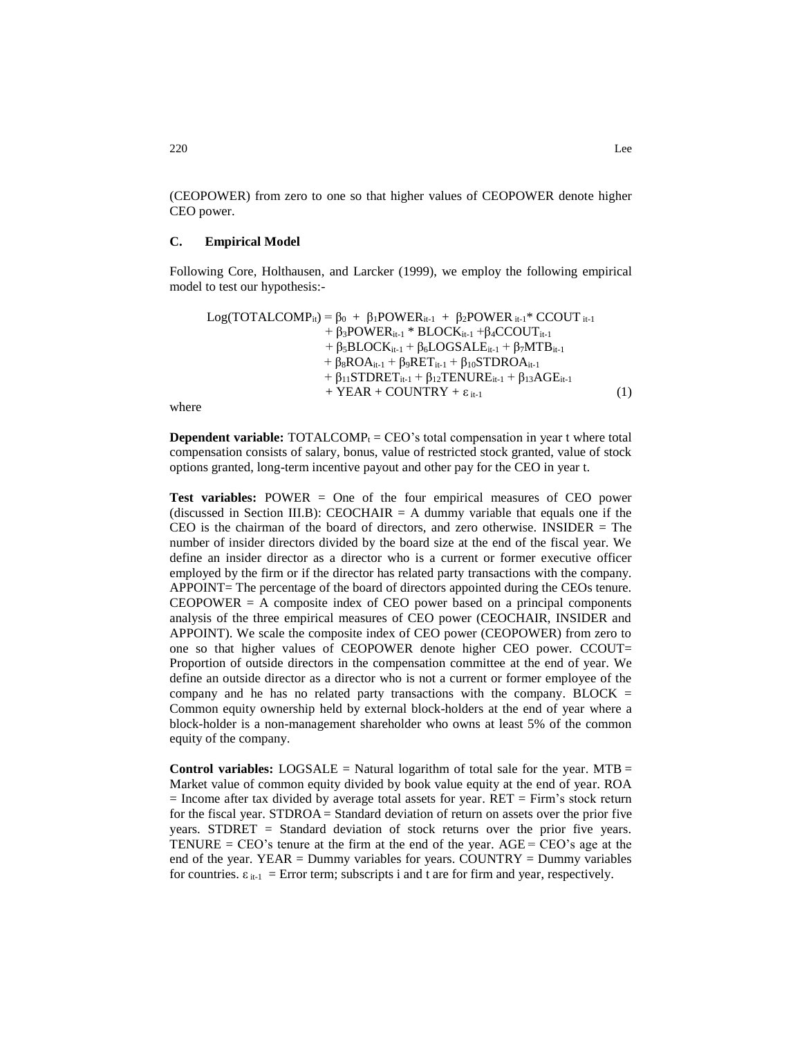(CEOPOWER) from zero to one so that higher values of CEOPOWER denote higher CEO power.

### C. Empirical Model

Following Core, Holthausen, and Larcker (1999), we employ the following empirical model to test our hypothesis:-

$$
\begin{aligned}
\text{Log}(\text{TOTALCOMP}_{it}) = {} & \beta_0 + \beta_1\text{POWER}_{it-1} + \beta_2\text{POWER}_{it-1} * \text{CCOUT}_{it-1} \\
& + \beta_3\text{POWER}_{it-1} * \text{BLOCK}_{it-1} + \beta_4\text{CCOUT}_{it-1} \\
& + \beta_5\text{BLOCK}_{it-1} + \beta_6\text{LOGSALE}_{it-1} + \beta_7\text{MTB}_{it-1} \\
& + \beta_8\text{ROA}_{it-1} + \beta_9\text{RET}_{it-1} + \beta_{10}\text{STDROA}_{it-1} \\
& + \beta_{11}\text{STDRET}_{it-1} + \beta_{12}\text{TENURE}_{it-1} + \beta_{13}\text{AGE}_{it-1} \\
& + \text{YEAR} + \text{COUNTRY} + \varepsilon_{it-1}
\end{aligned} \tag{1}
$$

where

**Dependent variable:** $\text{TOTALCOMP}_t$ = CEO's total compensation in year t where total compensation consists of salary, bonus, value of restricted stock granted, value of stock options granted, long-term incentive payout and other pay for the CEO in year t.

**Test variables:** POWER = One of the four empirical measures of CEO power (discussed in Section III.B): CEOCHAIR = A dummy variable that equals one if the CEO is the chairman of the board of directors, and zero otherwise. INSIDER = The number of insider directors divided by the board size at the end of the fiscal year. We define an insider director as a director who is a current or former executive officer employed by the firm or if the director has related party transactions with the company. APPOINT= The percentage of the board of directors appointed during the CEOs tenure. CEOPOWER = A composite index of CEO power based on a principal components analysis of the three empirical measures of CEO power (CEOCHAIR, INSIDER and APPOINT). We scale the composite index of CEO power (CEOPOWER) from zero to one so that higher values of CEOPOWER denote higher CEO power. CCOUT= Proportion of outside directors in the compensation committee at the end of year. We define an outside director as a director who is not a current or former employee of the company and he has no related party transactions with the company. BLOCK = Common equity ownership held by external block-holders at the end of year where a block-holder is a non-management shareholder who owns at least 5% of the common equity of the company.

**Control variables:** LOGSALE = Natural logarithm of total sale for the year. MTB = Market value of common equity divided by book value equity at the end of year. ROA = Income after tax divided by average total assets for year. RET = Firm's stock return for the fiscal year. STDROA = Standard deviation of return on assets over the prior five years. STDRET = Standard deviation of stock returns over the prior five years. TENURE = CEO's tenure at the firm at the end of the year. AGE = CEO's age at the end of the year. YEAR = Dummy variables for years. COUNTRY = Dummy variables for countries. $\varepsilon_{it-1}$ = Error term; subscripts i and t are for firm and year, respectively.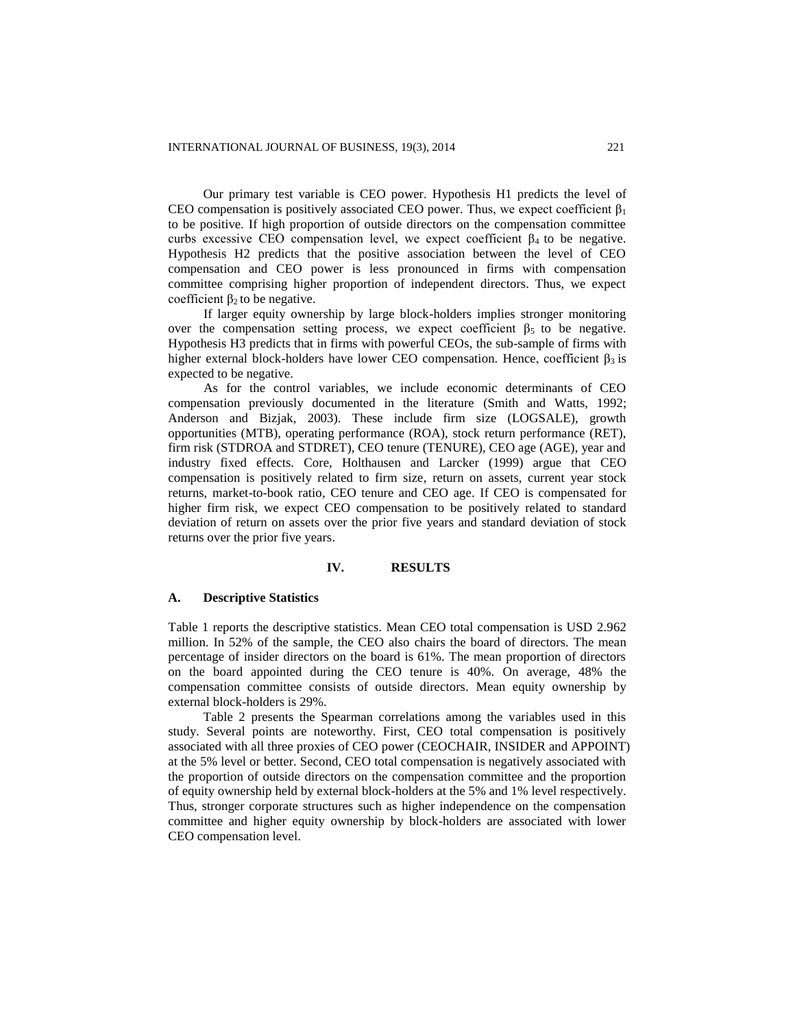Our primary test variable is CEO power. Hypothesis H1 predicts the level of CEO compensation is positively associated CEO power. Thus, we expect coefficient $\beta_1$ to be positive. If high proportion of outside directors on the compensation committee curbs excessive CEO compensation level, we expect coefficient $\beta_4$ to be negative. Hypothesis H2 predicts that the positive association between the level of CEO compensation and CEO power is less pronounced in firms with compensation committee comprising higher proportion of independent directors. Thus, we expect coefficient $\beta_2$ to be negative.

If larger equity ownership by large block-holders implies stronger monitoring over the compensation setting process, we expect coefficient $\beta_5$ to be negative. Hypothesis H3 predicts that in firms with powerful CEOs, the sub-sample of firms with higher external block-holders have lower CEO compensation. Hence, coefficient $\beta_3$ is expected to be negative.

As for the control variables, we include economic determinants of CEO compensation previously documented in the literature (Smith and Watts, 1992; Anderson and Bizjak, 2003). These include firm size (LOGSALE), growth opportunities (MTB), operating performance (ROA), stock return performance (RET), firm risk (STDROA and STDRET), CEO tenure (TENURE), CEO age (AGE), year and industry fixed effects. Core, Holthausen and Larcker (1999) argue that CEO compensation is positively related to firm size, return on assets, current year stock returns, market-to-book ratio, CEO tenure and CEO age. If CEO is compensated for higher firm risk, we expect CEO compensation to be positively related to standard deviation of return on assets over the prior five years and standard deviation of stock returns over the prior five years.

## IV. RESULTS

### A. Descriptive Statistics

Table 1 reports the descriptive statistics. Mean CEO total compensation is USD 2.962 million. In 52% of the sample, the CEO also chairs the board of directors. The mean percentage of insider directors on the board is 61%. The mean proportion of directors on the board appointed during the CEO tenure is 40%. On average, 48% the compensation committee consists of outside directors. Mean equity ownership by external block-holders is 29%.

Table 2 presents the Spearman correlations among the variables used in this study. Several points are noteworthy. First, CEO total compensation is positively associated with all three proxies of CEO power (CEOCHAIR, INSIDER and APPOINT) at the 5% level or better. Second, CEO total compensation is negatively associated with the proportion of outside directors on the compensation committee and the proportion of equity ownership held by external block-holders at the 5% and 1% level respectively. Thus, stronger corporate structures such as higher independence on the compensation committee and higher equity ownership by block-holders are associated with lower CEO compensation level.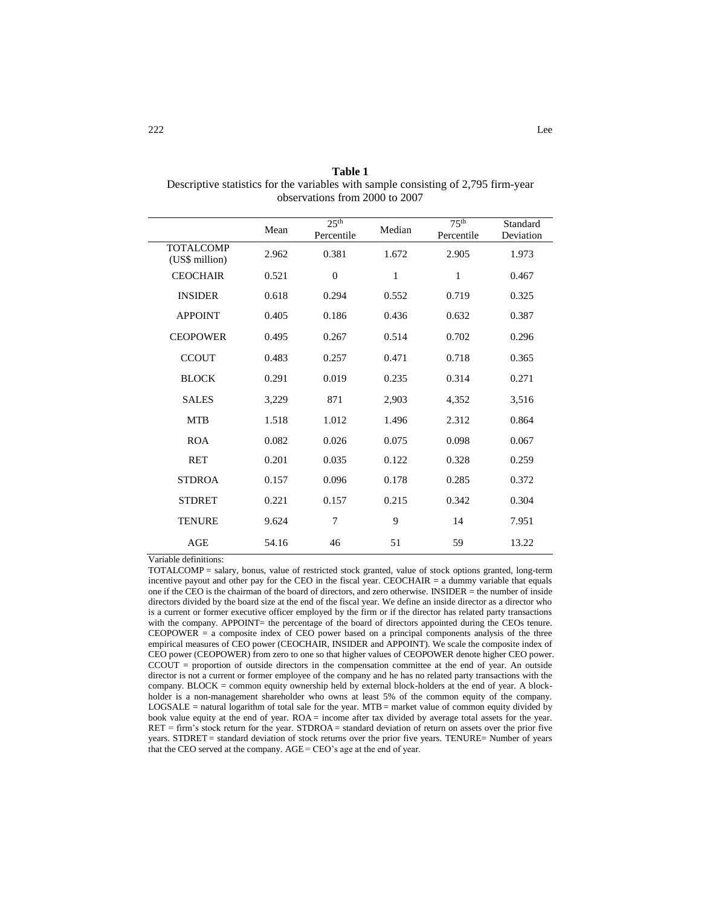**Table 1**
Descriptive statistics for the variables with sample consisting of 2,795 firm-year observations from 2000 to 2007

| | Mean | 25th Percentile | Median | 75th Percentile | Standard Deviation |
|---|---|---|---|---|---|
| TOTALCOMP (US$ million) | 2.962 | 0.381 | 1.672 | 2.905 | 1.973 |
| CEOCHAIR | 0.521 | 0 | 1 | 1 | 0.467 |
| INSIDER | 0.618 | 0.294 | 0.552 | 0.719 | 0.325 |
| APPOINT | 0.405 | 0.186 | 0.436 | 0.632 | 0.387 |
| CEOPOWER | 0.495 | 0.267 | 0.514 | 0.702 | 0.296 |
| CCOUT | 0.483 | 0.257 | 0.471 | 0.718 | 0.365 |
| BLOCK | 0.291 | 0.019 | 0.235 | 0.314 | 0.271 |
| SALES | 3,229 | 871 | 2,903 | 4,352 | 3,516 |
| MTB | 1.518 | 1.012 | 1.496 | 2.312 | 0.864 |
| ROA | 0.082 | 0.026 | 0.075 | 0.098 | 0.067 |
| RET | 0.201 | 0.035 | 0.122 | 0.328 | 0.259 |
| STDROA | 0.157 | 0.096 | 0.178 | 0.285 | 0.372 |
| STDRET | 0.221 | 0.157 | 0.215 | 0.342 | 0.304 |
| TENURE | 9.624 | 7 | 9 | 14 | 7.951 |
| AGE | 54.16 | 46 | 51 | 59 | 13.22 |

Variable definitions:

TOTALCOMP = salary, bonus, value of restricted stock granted, value of stock options granted, long-term incentive payout and other pay for the CEO in the fiscal year. CEOCHAIR = a dummy variable that equals one if the CEO is the chairman of the board of directors, and zero otherwise. INSIDER = the number of inside directors divided by the board size at the end of the fiscal year. We define an inside director as a director who is a current or former executive officer employed by the firm or if the director has related party transactions with the company. APPOINT= the percentage of the board of directors appointed during the CEOs tenure. CEOPOWER = a composite index of CEO power based on a principal components analysis of the three empirical measures of CEO power (CEOCHAIR, INSIDER and APPOINT). We scale the composite index of CEO power (CEOPOWER) from zero to one so that higher values of CEOPOWER denote higher CEO power. CCOUT = proportion of outside directors in the compensation committee at the end of year. An outside director is not a current or former employee of the company and he has no related party transactions with the company. BLOCK = common equity ownership held by external block-holders at the end of year. A block-holder is a non-management shareholder who owns at least 5% of the common equity of the company. LOGSALE = natural logarithm of total sale for the year. MTB = market value of common equity divided by book value equity at the end of year. ROA = income after tax divided by average total assets for the year. RET = firm's stock return for the year. STDROA = standard deviation of return on assets over the prior five years. STDRET = standard deviation of stock returns over the prior five years. TENURE= Number of years that the CEO served at the company. AGE = CEO's age at the end of year.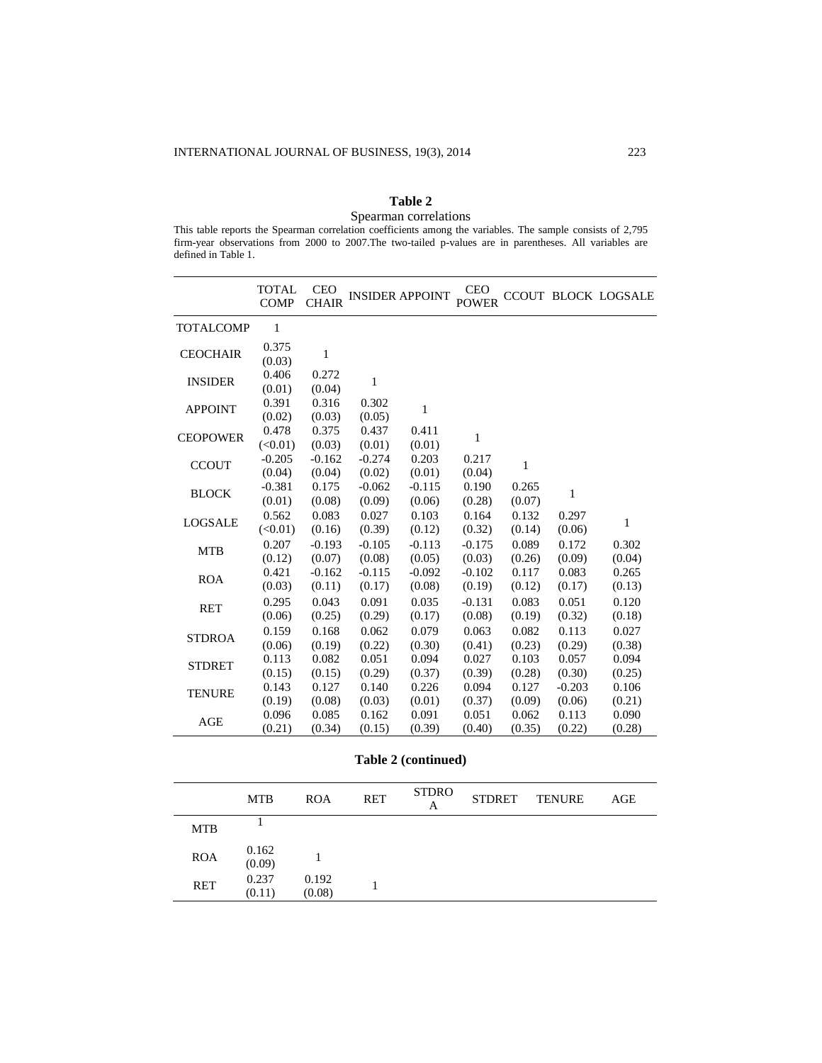**Table 2**

Spearman correlations

This table reports the Spearman correlation coefficients among the variables. The sample consists of 2,795 firm-year observations from 2000 to 2007.The two-tailed p-values are in parentheses. All variables are defined in Table 1.

| | TOTAL COMP | CEO CHAIR | INSIDER | APPOINT | CEO POWER | CCOUT | BLOCK | LOGSALE |
|---|---|---|---|---|---|---|---|---|
| TOTALCOMP | 1 | | | | | | | |
| CEOCHAIR | 0.375<br>(0.03) | 1 | | | | | | |
| INSIDER | 0.406<br>(0.01) | 0.272<br>(0.04) | 1 | | | | | |
| APPOINT | 0.391<br>(0.02) | 0.316<br>(0.03) | 0.302<br>(0.05) | 1 | | | | |
| CEOPOWER | 0.478<br>(<0.01) | 0.375<br>(0.03) | 0.437<br>(0.01) | 0.411<br>(0.01) | 1 | | | |
| CCOUT | -0.205<br>(0.04) | -0.162<br>(0.04) | -0.274<br>(0.02) | 0.203<br>(0.01) | 0.217<br>(0.04) | 1 | | |
| BLOCK | -0.381<br>(0.01) | 0.175<br>(0.08) | -0.062<br>(0.09) | -0.115<br>(0.06) | 0.190<br>(0.28) | 0.265<br>(0.07) | 1 | |
| LOGSALE | 0.562<br>(<0.01) | 0.083<br>(0.16) | 0.027<br>(0.39) | 0.103<br>(0.12) | 0.164<br>(0.32) | 0.132<br>(0.14) | 0.297<br>(0.06) | 1 |
| MTB | 0.207<br>(0.12) | -0.193<br>(0.07) | -0.105<br>(0.08) | -0.113<br>(0.05) | -0.175<br>(0.03) | 0.089<br>(0.26) | 0.172<br>(0.09) | 0.302<br>(0.04) |
| ROA | 0.421<br>(0.03) | -0.162<br>(0.11) | -0.115<br>(0.17) | -0.092<br>(0.08) | -0.102<br>(0.19) | 0.117<br>(0.12) | 0.083<br>(0.17) | 0.265<br>(0.13) |
| RET | 0.295<br>(0.06) | 0.043<br>(0.25) | 0.091<br>(0.29) | 0.035<br>(0.17) | -0.131<br>(0.08) | 0.083<br>(0.19) | 0.051<br>(0.32) | 0.120<br>(0.18) |
| STDROA | 0.159<br>(0.06) | 0.168<br>(0.19) | 0.062<br>(0.22) | 0.079<br>(0.30) | 0.063<br>(0.41) | 0.082<br>(0.23) | 0.113<br>(0.29) | 0.027<br>(0.38) |
| STDRET | 0.113<br>(0.15) | 0.082<br>(0.15) | 0.051<br>(0.29) | 0.094<br>(0.37) | 0.027<br>(0.39) | 0.103<br>(0.28) | 0.057<br>(0.30) | 0.094<br>(0.25) |
| TENURE | 0.143<br>(0.19) | 0.127<br>(0.08) | 0.140<br>(0.03) | 0.226<br>(0.01) | 0.094<br>(0.37) | 0.127<br>(0.09) | -0.203<br>(0.06) | 0.106<br>(0.21) |
| AGE | 0.096<br>(0.21) | 0.085<br>(0.34) | 0.162<br>(0.15) | 0.091<br>(0.39) | 0.051<br>(0.40) | 0.062<br>(0.35) | 0.113<br>(0.22) | 0.090<br>(0.28) |

**Table 2 (continued)**

| | MTB | ROA | RET | STDROA | STDRET | TENURE | AGE |
|---|---|---|---|---|---|---|---|
| MTB | 1 | | | | | | |
| ROA | 0.162<br>(0.09) | 1 | | | | | |
| RET | 0.237<br>(0.11) | 0.192<br>(0.08) | 1 | | | | |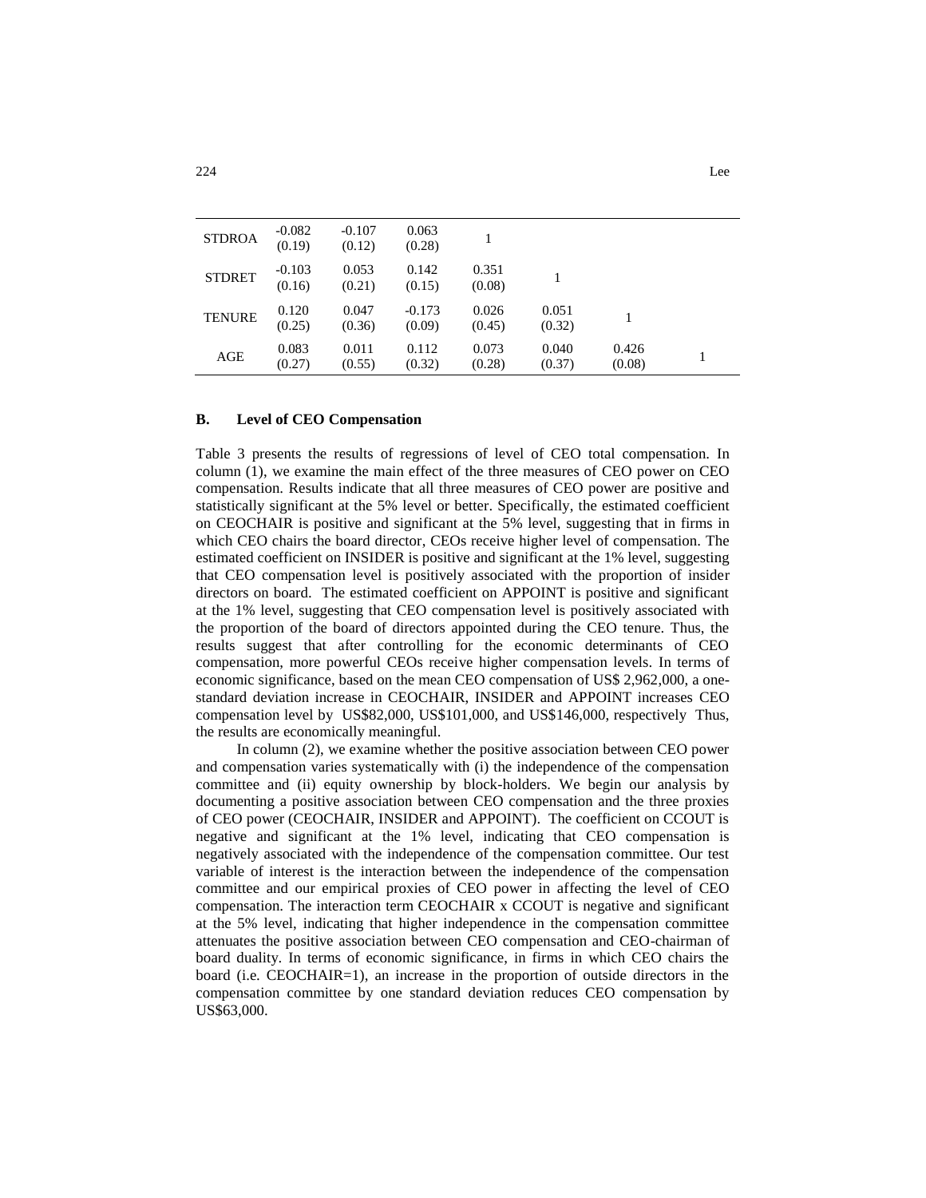| | | | | | | | |
|---|---|---|---|---|---|---|---|
| STDROA | -0.082 (0.19) | -0.107 (0.12) | 0.063 (0.28) | 1 | | | |
| STDRET | -0.103 (0.16) | 0.053 (0.21) | 0.142 (0.15) | 0.351 (0.08) | 1 | | |
| TENURE | 0.120 (0.25) | 0.047 (0.36) | -0.173 (0.09) | 0.026 (0.45) | 0.051 (0.32) | 1 | |
| AGE | 0.083 (0.27) | 0.011 (0.55) | 0.112 (0.32) | 0.073 (0.28) | 0.040 (0.37) | 0.426 (0.08) | 1 |

### B. Level of CEO Compensation

Table 3 presents the results of regressions of level of CEO total compensation. In column (1), we examine the main effect of the three measures of CEO power on CEO compensation. Results indicate that all three measures of CEO power are positive and statistically significant at the 5% level or better. Specifically, the estimated coefficient on CEOCHAIR is positive and significant at the 5% level, suggesting that in firms in which CEO chairs the board director, CEOs receive higher level of compensation. The estimated coefficient on INSIDER is positive and significant at the 1% level, suggesting that CEO compensation level is positively associated with the proportion of insider directors on board. The estimated coefficient on APPOINT is positive and significant at the 1% level, suggesting that CEO compensation level is positively associated with the proportion of the board of directors appointed during the CEO tenure. Thus, the results suggest that after controlling for the economic determinants of CEO compensation, more powerful CEOs receive higher compensation levels. In terms of economic significance, based on the mean CEO compensation of US$ 2,962,000, a one-standard deviation increase in CEOCHAIR, INSIDER and APPOINT increases CEO compensation level by US$82,000, US$101,000, and US$146,000, respectively Thus, the results are economically meaningful.

In column (2), we examine whether the positive association between CEO power and compensation varies systematically with (i) the independence of the compensation committee and (ii) equity ownership by block-holders. We begin our analysis by documenting a positive association between CEO compensation and the three proxies of CEO power (CEOCHAIR, INSIDER and APPOINT). The coefficient on CCOUT is negative and significant at the 1% level, indicating that CEO compensation is negatively associated with the independence of the compensation committee. Our test variable of interest is the interaction between the independence of the compensation committee and our empirical proxies of CEO power in affecting the level of CEO compensation. The interaction term CEOCHAIR x CCOUT is negative and significant at the 5% level, indicating that higher independence in the compensation committee attenuates the positive association between CEO compensation and CEO-chairman of board duality. In terms of economic significance, in firms in which CEO chairs the board (i.e. CEOCHAIR=1), an increase in the proportion of outside directors in the compensation committee by one standard deviation reduces CEO compensation by US$63,000.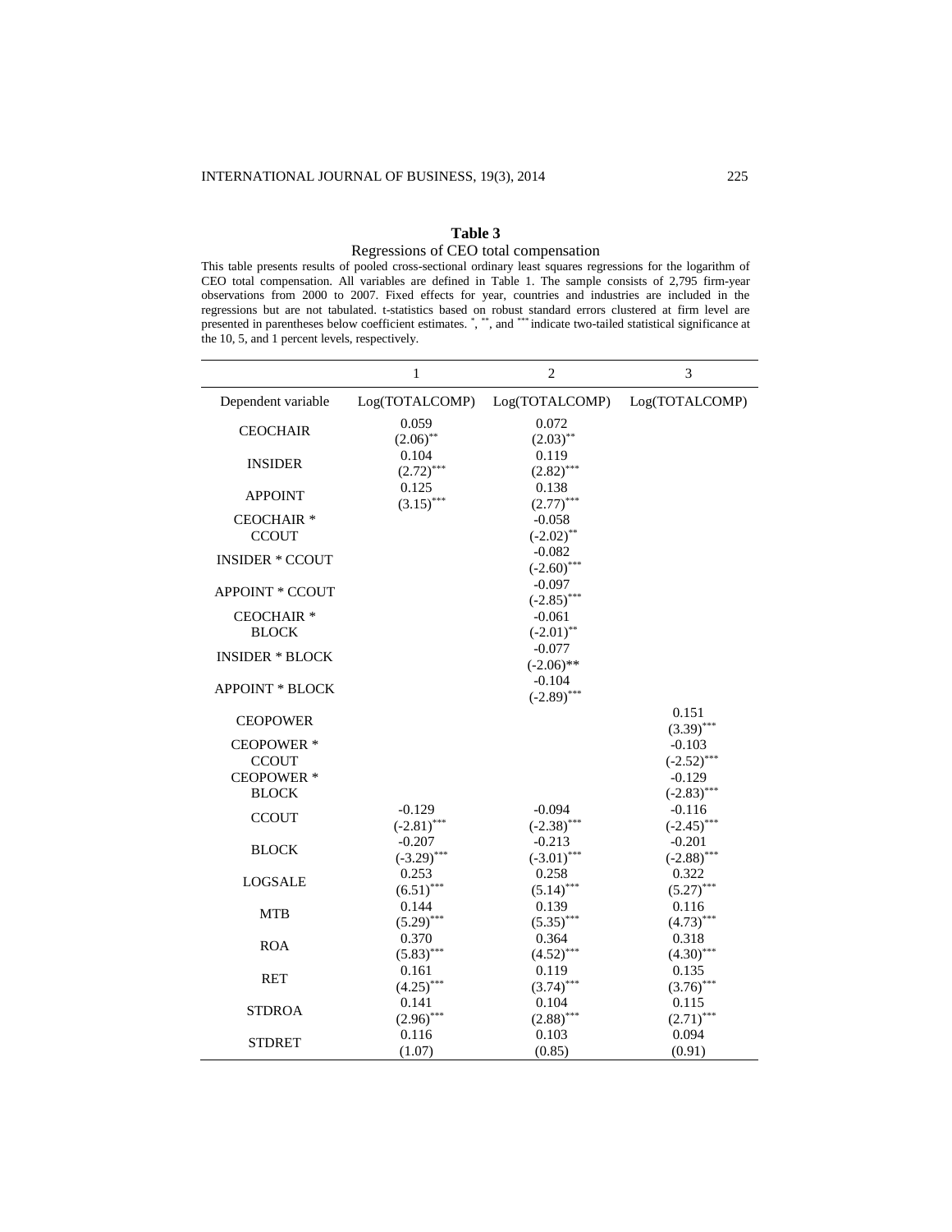**Table 3**

Regressions of CEO total compensation

This table presents results of pooled cross-sectional ordinary least squares regressions for the logarithm of CEO total compensation. All variables are defined in Table 1. The sample consists of 2,795 firm-year observations from 2000 to 2007. Fixed effects for year, countries and industries are included in the regressions but are not tabulated. t-statistics based on robust standard errors clustered at firm level are presented in parentheses below coefficient estimates. *, **, and *** indicate two-tailed statistical significance at the 10, 5, and 1 percent levels, respectively.

| | 1 | 2 | 3 |
|---|---|---|---|
| Dependent variable | Log(TOTALCOMP) | Log(TOTALCOMP) | Log(TOTALCOMP) |
| CEOCHAIR | 0.059<br>(2.06)** | 0.072<br>(2.03)** | |
| INSIDER | 0.104<br>(2.72)*** | 0.119<br>(2.82)*** | |
| APPOINT | 0.125<br>(3.15)*** | 0.138<br>(2.77)*** | |
| CEOCHAIR * CCOUT | | -0.058<br>(-2.02)** | |
| INSIDER * CCOUT | | -0.082<br>(-2.60)*** | |
| APPOINT * CCOUT | | -0.097<br>(-2.85)*** | |
| CEOCHAIR * BLOCK | | -0.061<br>(-2.01)** | |
| INSIDER * BLOCK | | -0.077<br>(-2.06)** | |
| APPOINT * BLOCK | | -0.104<br>(-2.89)*** | |
| CEOPOWER | | | 0.151<br>(3.39)*** |
| CEOPOWER * CCOUT | | | -0.103<br>(-2.52)*** |
| CEOPOWER * BLOCK | | | -0.129<br>(-2.83)*** |
| CCOUT | -0.129<br>(-2.81)*** | -0.094<br>(-2.38)*** | -0.116<br>(-2.45)*** |
| BLOCK | -0.207<br>(-3.29)*** | -0.213<br>(-3.01)*** | -0.201<br>(-2.88)*** |
| LOGSALE | 0.253<br>(6.51)*** | 0.258<br>(5.14)*** | 0.322<br>(5.27)*** |
| MTB | 0.144<br>(5.29)*** | 0.139<br>(5.35)*** | 0.116<br>(4.73)*** |
| ROA | 0.370<br>(5.83)*** | 0.364<br>(4.52)*** | 0.318<br>(4.30)*** |
| RET | 0.161<br>(4.25)*** | 0.119<br>(3.74)*** | 0.135<br>(3.76)*** |
| STDROA | 0.141<br>(2.96)*** | 0.104<br>(2.88)*** | 0.115<br>(2.71)*** |
| STDRET | 0.116<br>(1.07) | 0.103<br>(0.85) | 0.094<br>(0.91) |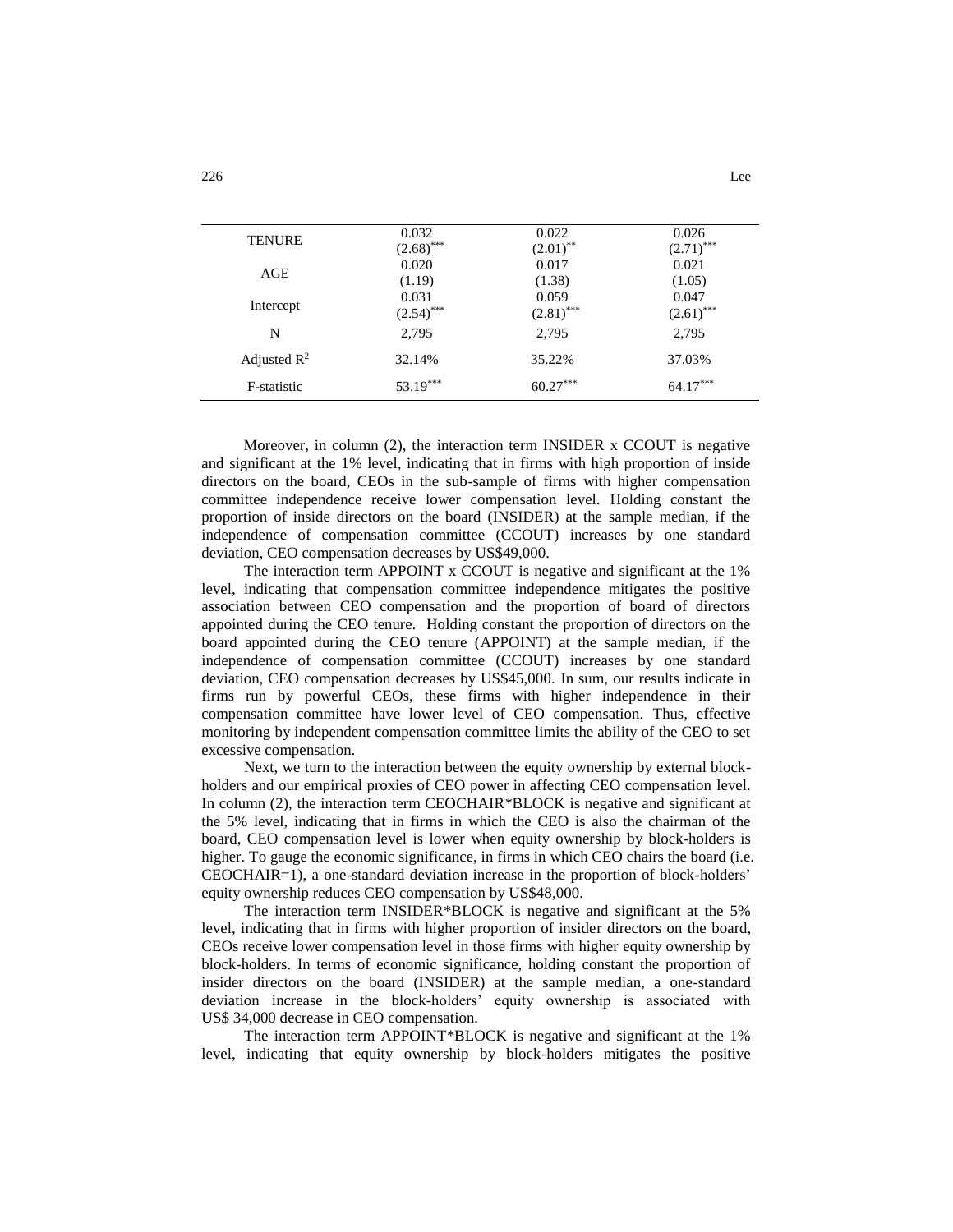| | | | |
|---|---|---|---|
| TENURE | 0.032<br>$(2.68)^{***}$ | 0.022<br>$(2.01)^{**}$ | 0.026<br>$(2.71)^{***}$ |
| AGE | 0.020<br>(1.19) | 0.017<br>(1.38) | 0.021<br>(1.05) |
| Intercept | 0.031<br>$(2.54)^{***}$ | 0.059<br>$(2.81)^{***}$ | 0.047<br>$(2.61)^{***}$ |
| N | 2,795 | 2,795 | 2,795 |
| Adjusted $R^2$ | 32.14% | 35.22% | 37.03% |
| F-statistic | $53.19^{***}$ | $60.27^{***}$ | $64.17^{***}$ |

Moreover, in column (2), the interaction term INSIDER x CCOUT is negative and significant at the 1% level, indicating that in firms with high proportion of inside directors on the board, CEOs in the sub-sample of firms with higher compensation committee independence receive lower compensation level. Holding constant the proportion of inside directors on the board (INSIDER) at the sample median, if the independence of compensation committee (CCOUT) increases by one standard deviation, CEO compensation decreases by US$49,000.

The interaction term APPOINT x CCOUT is negative and significant at the 1% level, indicating that compensation committee independence mitigates the positive association between CEO compensation and the proportion of board of directors appointed during the CEO tenure. Holding constant the proportion of directors on the board appointed during the CEO tenure (APPOINT) at the sample median, if the independence of compensation committee (CCOUT) increases by one standard deviation, CEO compensation decreases by US$45,000. In sum, our results indicate in firms run by powerful CEOs, these firms with higher independence in their compensation committee have lower level of CEO compensation. Thus, effective monitoring by independent compensation committee limits the ability of the CEO to set excessive compensation.

Next, we turn to the interaction between the equity ownership by external block-holders and our empirical proxies of CEO power in affecting CEO compensation level. In column (2), the interaction term CEOCHAIR*BLOCK is negative and significant at the 5% level, indicating that in firms in which the CEO is also the chairman of the board, CEO compensation level is lower when equity ownership by block-holders is higher. To gauge the economic significance, in firms in which CEO chairs the board (i.e. CEOCHAIR=1), a one-standard deviation increase in the proportion of block-holders' equity ownership reduces CEO compensation by US$48,000.

The interaction term INSIDER*BLOCK is negative and significant at the 5% level, indicating that in firms with higher proportion of insider directors on the board, CEOs receive lower compensation level in those firms with higher equity ownership by block-holders. In terms of economic significance, holding constant the proportion of insider directors on the board (INSIDER) at the sample median, a one-standard deviation increase in the block-holders' equity ownership is associated with US$ 34,000 decrease in CEO compensation.

The interaction term APPOINT*BLOCK is negative and significant at the 1% level, indicating that equity ownership by block-holders mitigates the positive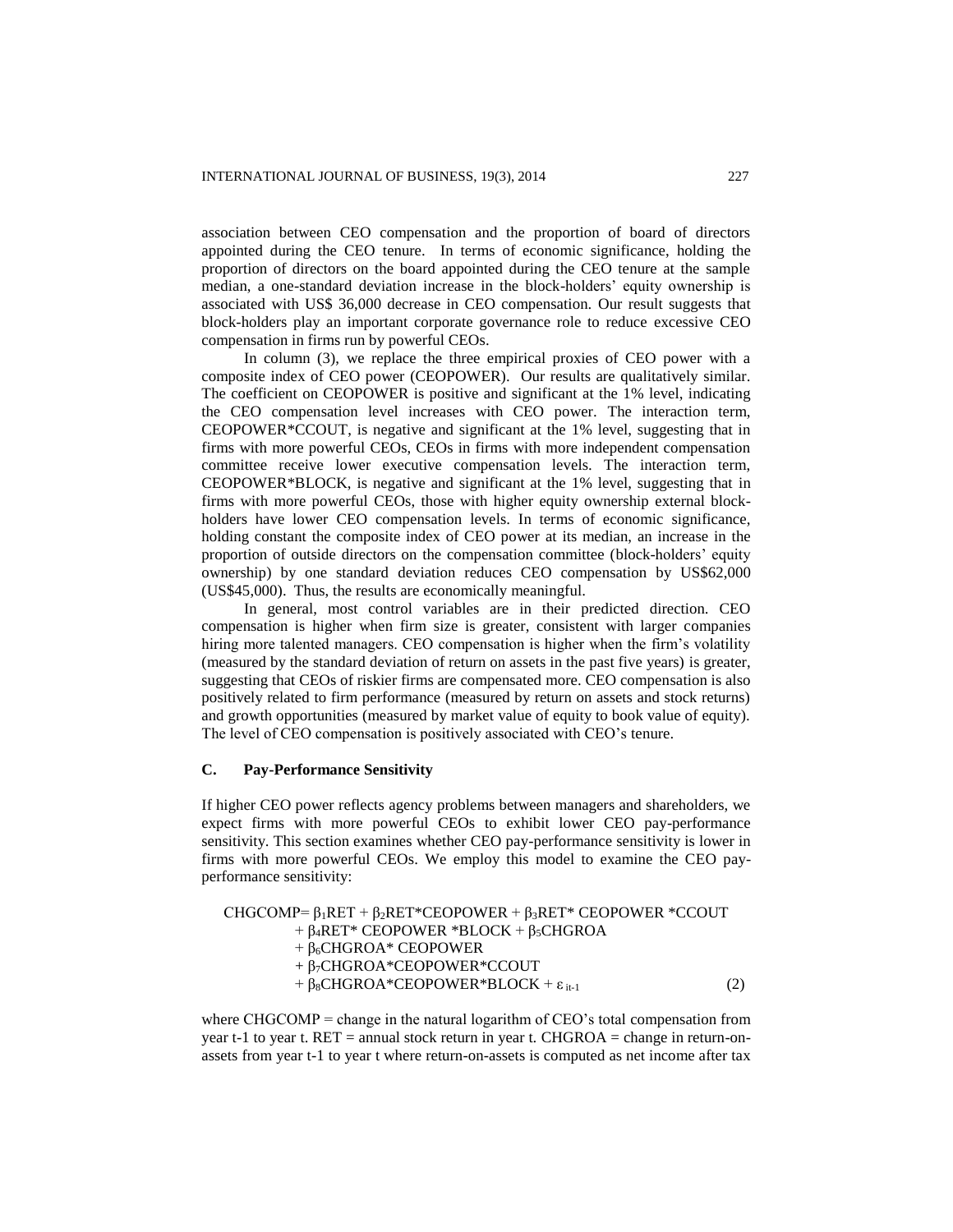association between CEO compensation and the proportion of board of directors appointed during the CEO tenure. In terms of economic significance, holding the proportion of directors on the board appointed during the CEO tenure at the sample median, a one-standard deviation increase in the block-holders' equity ownership is associated with US$ 36,000 decrease in CEO compensation. Our result suggests that block-holders play an important corporate governance role to reduce excessive CEO compensation in firms run by powerful CEOs.

In column (3), we replace the three empirical proxies of CEO power with a composite index of CEO power (CEOPOWER). Our results are qualitatively similar. The coefficient on CEOPOWER is positive and significant at the 1% level, indicating the CEO compensation level increases with CEO power. The interaction term, CEOPOWER*CCOUT, is negative and significant at the 1% level, suggesting that in firms with more powerful CEOs, CEOs in firms with more independent compensation committee receive lower executive compensation levels. The interaction term, CEOPOWER*BLOCK, is negative and significant at the 1% level, suggesting that in firms with more powerful CEOs, those with higher equity ownership external block-holders have lower CEO compensation levels. In terms of economic significance, holding constant the composite index of CEO power at its median, an increase in the proportion of outside directors on the compensation committee (block-holders' equity ownership) by one standard deviation reduces CEO compensation by US$62,000 (US$45,000). Thus, the results are economically meaningful.

In general, most control variables are in their predicted direction. CEO compensation is higher when firm size is greater, consistent with larger companies hiring more talented managers. CEO compensation is higher when the firm's volatility (measured by the standard deviation of return on assets in the past five years) is greater, suggesting that CEOs of riskier firms are compensated more. CEO compensation is also positively related to firm performance (measured by return on assets and stock returns) and growth opportunities (measured by market value of equity to book value of equity). The level of CEO compensation is positively associated with CEO's tenure.

### C. Pay-Performance Sensitivity

If higher CEO power reflects agency problems between managers and shareholders, we expect firms with more powerful CEOs to exhibit lower CEO pay-performance sensitivity. This section examines whether CEO pay-performance sensitivity is lower in firms with more powerful CEOs. We employ this model to examine the CEO pay-performance sensitivity:

$$
\begin{aligned}
CHGCOMP = \ & \beta_1 RET + \beta_2 RET*CEOPOWER + \beta_3 RET*CEOPOWER*CCOUT \\
& + \beta_4 RET*CEOPOWER*BLOCK + \beta_5 CHGROA \\
& + \beta_6 CHGROA*CEOPOWER \\
& + \beta_7 CHGROA*CEOPOWER*CCOUT \\
& + \beta_8 CHGROA*CEOPOWER*BLOCK + \varepsilon_{it-1} \qquad (2)
\end{aligned}
$$

where CHGCOMP = change in the natural logarithm of CEO's total compensation from year t-1 to year t. RET = annual stock return in year t. CHGROA = change in return-on-assets from year t-1 to year t where return-on-assets is computed as net income after tax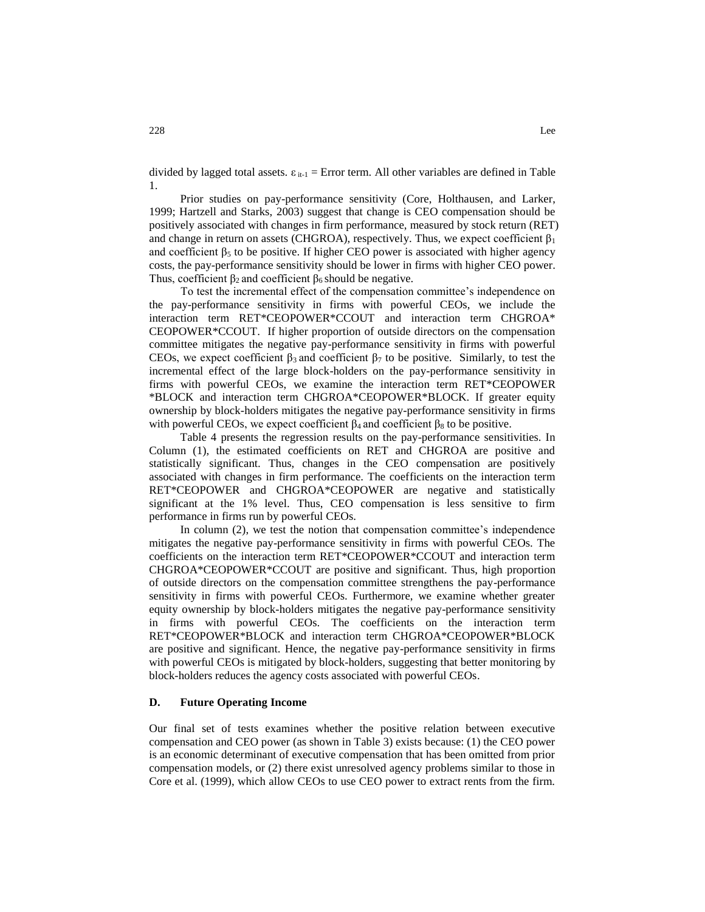divided by lagged total assets. $\varepsilon_{it-1}$ = Error term. All other variables are defined in Table 1.

Prior studies on pay-performance sensitivity (Core, Holthausen, and Larker, 1999; Hartzell and Starks, 2003) suggest that change is CEO compensation should be positively associated with changes in firm performance, measured by stock return (RET) and change in return on assets (CHGROA), respectively. Thus, we expect coefficient $\beta_1$ and coefficient $\beta_5$ to be positive. If higher CEO power is associated with higher agency costs, the pay-performance sensitivity should be lower in firms with higher CEO power. Thus, coefficient $\beta_2$ and coefficient $\beta_6$ should be negative.

To test the incremental effect of the compensation committee's independence on the pay-performance sensitivity in firms with powerful CEOs, we include the interaction term RET*CEOPOWER*CCOUT and interaction term CHGROA* CEOPOWER*CCOUT. If higher proportion of outside directors on the compensation committee mitigates the negative pay-performance sensitivity in firms with powerful CEOs, we expect coefficient $\beta_3$ and coefficient $\beta_7$ to be positive. Similarly, to test the incremental effect of the large block-holders on the pay-performance sensitivity in firms with powerful CEOs, we examine the interaction term RET*CEOPOWER *BLOCK and interaction term CHGROA*CEOPOWER*BLOCK. If greater equity ownership by block-holders mitigates the negative pay-performance sensitivity in firms with powerful CEOs, we expect coefficient $\beta_4$ and coefficient $\beta_8$ to be positive.

Table 4 presents the regression results on the pay-performance sensitivities. In Column (1), the estimated coefficients on RET and CHGROA are positive and statistically significant. Thus, changes in the CEO compensation are positively associated with changes in firm performance. The coefficients on the interaction term RET*CEOPOWER and CHGROA*CEOPOWER are negative and statistically significant at the 1% level. Thus, CEO compensation is less sensitive to firm performance in firms run by powerful CEOs.

In column (2), we test the notion that compensation committee's independence mitigates the negative pay-performance sensitivity in firms with powerful CEOs. The coefficients on the interaction term RET*CEOPOWER*CCOUT and interaction term CHGROA*CEOPOWER*CCOUT are positive and significant. Thus, high proportion of outside directors on the compensation committee strengthens the pay-performance sensitivity in firms with powerful CEOs. Furthermore, we examine whether greater equity ownership by block-holders mitigates the negative pay-performance sensitivity in firms with powerful CEOs. The coefficients on the interaction term RET*CEOPOWER*BLOCK and interaction term CHGROA*CEOPOWER*BLOCK are positive and significant. Hence, the negative pay-performance sensitivity in firms with powerful CEOs is mitigated by block-holders, suggesting that better monitoring by block-holders reduces the agency costs associated with powerful CEOs.

### D. Future Operating Income

Our final set of tests examines whether the positive relation between executive compensation and CEO power (as shown in Table 3) exists because: (1) the CEO power is an economic determinant of executive compensation that has been omitted from prior compensation models, or (2) there exist unresolved agency problems similar to those in Core et al. (1999), which allow CEOs to use CEO power to extract rents from the firm.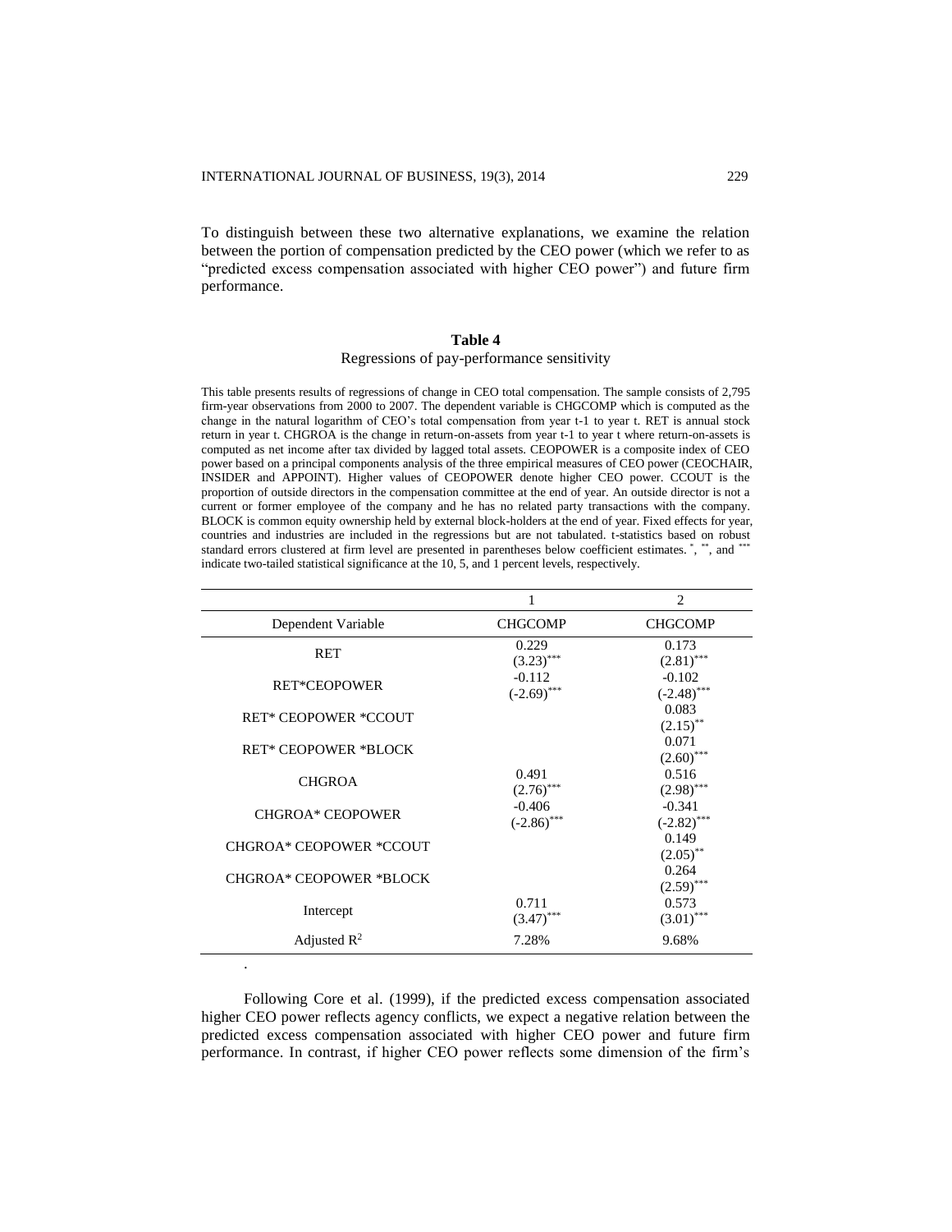To distinguish between these two alternative explanations, we examine the relation between the portion of compensation predicted by the CEO power (which we refer to as "predicted excess compensation associated with higher CEO power") and future firm performance.

**Table 4**

Regressions of pay-performance sensitivity

This table presents results of regressions of change in CEO total compensation. The sample consists of 2,795 firm-year observations from 2000 to 2007. The dependent variable is CHGCOMP which is computed as the change in the natural logarithm of CEO's total compensation from year t-1 to year t. RET is annual stock return in year t. CHGROA is the change in return-on-assets from year t-1 to year t where return-on-assets is computed as net income after tax divided by lagged total assets. CEOPOWER is a composite index of CEO power based on a principal components analysis of the three empirical measures of CEO power (CEOCHAIR, INSIDER and APPOINT). Higher values of CEOPOWER denote higher CEO power. CCOUT is the proportion of outside directors in the compensation committee at the end of year. An outside director is not a current or former employee of the company and he has no related party transactions with the company. BLOCK is common equity ownership held by external block-holders at the end of year. Fixed effects for year, countries and industries are included in the regressions but are not tabulated. t-statistics based on robust standard errors clustered at firm level are presented in parentheses below coefficient estimates. *, **, and *** indicate two-tailed statistical significance at the 10, 5, and 1 percent levels, respectively.

| | 1 | 2 |
|---|---|---|
| Dependent Variable | CHGCOMP | CHGCOMP |
| RET | 0.229<br>(3.23)*** | 0.173<br>(2.81)*** |
| RET*CEOPOWER | -0.112<br>(-2.69)*** | -0.102<br>(-2.48)*** |
| RET* CEOPOWER *CCOUT | | 0.083<br>(2.15)** |
| RET* CEOPOWER *BLOCK | | 0.071<br>(2.60)*** |
| CHGROA | 0.491<br>(2.76)*** | 0.516<br>(2.98)*** |
| CHGROA* CEOPOWER | -0.406<br>(-2.86)*** | -0.341<br>(-2.82)*** |
| CHGROA* CEOPOWER *CCOUT | | 0.149<br>(2.05)** |
| CHGROA* CEOPOWER *BLOCK | | 0.264<br>(2.59)*** |
| Intercept | 0.711<br>(3.47)*** | 0.573<br>(3.01)*** |
| Adjusted $R^2$ | 7.28% | 9.68% |

.

Following Core et al. (1999), if the predicted excess compensation associated higher CEO power reflects agency conflicts, we expect a negative relation between the predicted excess compensation associated with higher CEO power and future firm performance. In contrast, if higher CEO power reflects some dimension of the firm's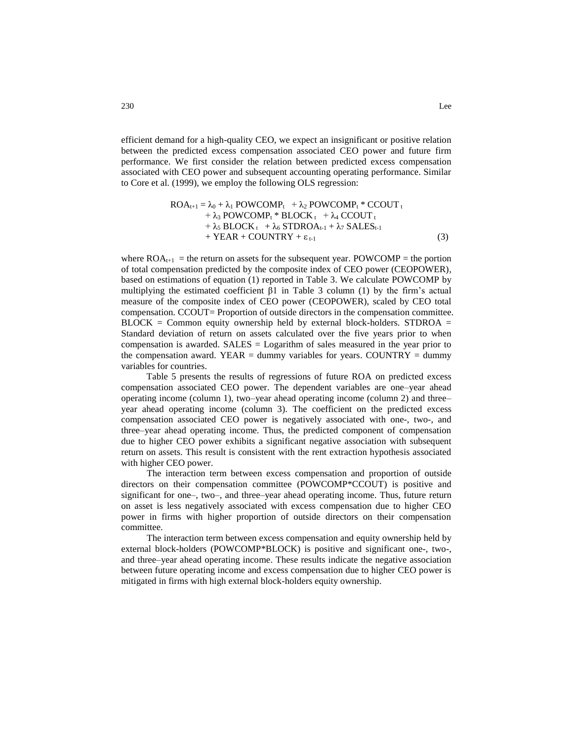efficient demand for a high-quality CEO, we expect an insignificant or positive relation between the predicted excess compensation associated CEO power and future firm performance. We first consider the relation between predicted excess compensation associated with CEO power and subsequent accounting operating performance. Similar to Core et al. (1999), we employ the following OLS regression:

$$
\begin{aligned}
ROA_{t+1} = {} & \lambda_0 + \lambda_1 \, POWCOMP_t + \lambda_2 \, POWCOMP_t * CCOUT_t \\
& + \lambda_3 \, POWCOMP_t * BLOCK_t + \lambda_4 \, CCOUT_t \\
& + \lambda_5 \, BLOCK_t + \lambda_6 \, STDROA_{t-1} + \lambda_7 \, SALES_{t-1} \\
& + YEAR + COUNTRY + \varepsilon_{t-1} \qquad (3)
\end{aligned}
$$

where $ROA_{t+1}$ = the return on assets for the subsequent year. POWCOMP = the portion of total compensation predicted by the composite index of CEO power (CEOPOWER), based on estimations of equation (1) reported in Table 3. We calculate POWCOMP by multiplying the estimated coefficient $\beta 1$ in Table 3 column (1) by the firm's actual measure of the composite index of CEO power (CEOPOWER), scaled by CEO total compensation. CCOUT= Proportion of outside directors in the compensation committee. BLOCK = Common equity ownership held by external block-holders. STDROA = Standard deviation of return on assets calculated over the five years prior to when compensation is awarded. SALES = Logarithm of sales measured in the year prior to the compensation award. YEAR = dummy variables for years. COUNTRY = dummy variables for countries.

Table 5 presents the results of regressions of future ROA on predicted excess compensation associated CEO power. The dependent variables are one–year ahead operating income (column 1), two–year ahead operating income (column 2) and three–year ahead operating income (column 3). The coefficient on the predicted excess compensation associated CEO power is negatively associated with one-, two-, and three–year ahead operating income. Thus, the predicted component of compensation due to higher CEO power exhibits a significant negative association with subsequent return on assets. This result is consistent with the rent extraction hypothesis associated with higher CEO power.

The interaction term between excess compensation and proportion of outside directors on their compensation committee (POWCOMP*CCOUT) is positive and significant for one–, two–, and three–year ahead operating income. Thus, future return on asset is less negatively associated with excess compensation due to higher CEO power in firms with higher proportion of outside directors on their compensation committee.

The interaction term between excess compensation and equity ownership held by external block-holders (POWCOMP*BLOCK) is positive and significant one-, two-, and three–year ahead operating income. These results indicate the negative association between future operating income and excess compensation due to higher CEO power is mitigated in firms with high external block-holders equity ownership.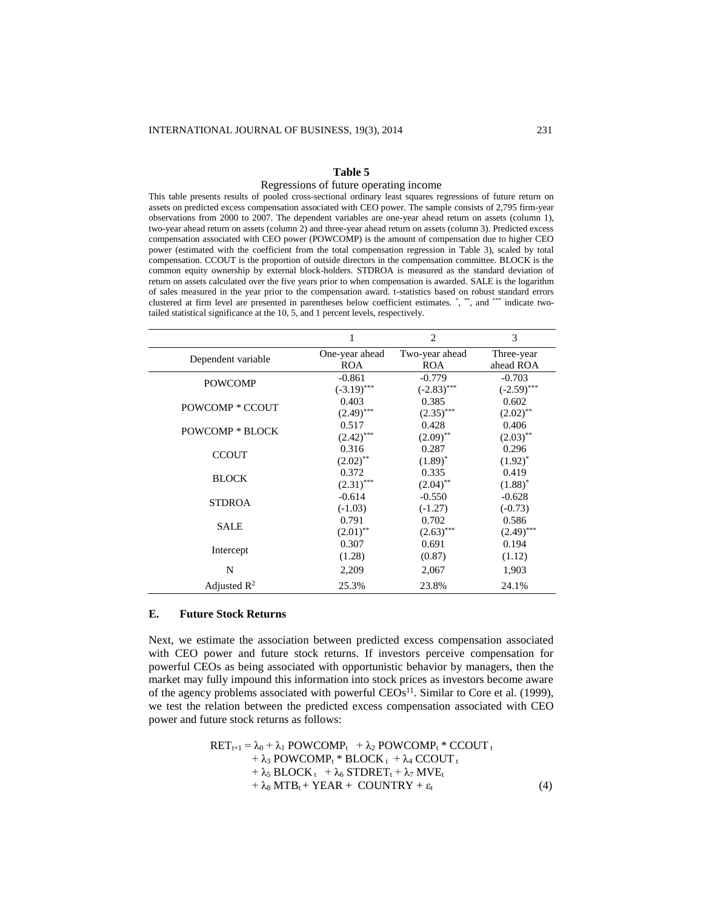**Table 5**

Regressions of future operating income

This table presents results of pooled cross-sectional ordinary least squares regressions of future return on assets on predicted excess compensation associated with CEO power. The sample consists of 2,795 firm-year observations from 2000 to 2007. The dependent variables are one-year ahead return on assets (column 1), two-year ahead return on assets (column 2) and three-year ahead return on assets (column 3). Predicted excess compensation associated with CEO power (POWCOMP) is the amount of compensation due to higher CEO power (estimated with the coefficient from the total compensation regression in Table 3), scaled by total compensation. CCOUT is the proportion of outside directors in the compensation committee. BLOCK is the common equity ownership by external block-holders. STDROA is measured as the standard deviation of return on assets calculated over the five years prior to when compensation is awarded. SALE is the logarithm of sales measured in the year prior to the compensation award. t-statistics based on robust standard errors clustered at firm level are presented in parentheses below coefficient estimates. *, **, and *** indicate two-tailed statistical significance at the 10, 5, and 1 percent levels, respectively.

| | 1 | 2 | 3 |
|---|---|---|---|
| Dependent variable | One-year ahead ROA | Two-year ahead ROA | Three-year ahead ROA |
| POWCOMP | -0.861 | -0.779 | -0.703 |
| | (-3.19)*** | (-2.83)*** | (-2.59)*** |
| POWCOMP * CCOUT | 0.403 | 0.385 | 0.602 |
| | (2.49)*** | (2.35)*** | (2.02)** |
| POWCOMP * BLOCK | 0.517 | 0.428 | 0.406 |
| | (2.42)*** | (2.09)** | (2.03)** |
| CCOUT | 0.316 | 0.287 | 0.296 |
| | (2.02)** | (1.89)* | (1.92)* |
| BLOCK | 0.372 | 0.335 | 0.419 |
| | (2.31)*** | (2.04)** | (1.88)* |
| STDROA | -0.614 | -0.550 | -0.628 |
| | (-1.03) | (-1.27) | (-0.73) |
| SALE | 0.791 | 0.702 | 0.586 |
| | (2.01)** | (2.63)*** | (2.49)*** |
| Intercept | 0.307 | 0.691 | 0.194 |
| | (1.28) | (0.87) | (1.12) |
| N | 2,209 | 2,067 | 1,903 |
| Adjusted $R^2$ | 25.3% | 23.8% | 24.1% |

## E. Future Stock Returns

Next, we estimate the association between predicted excess compensation associated with CEO power and future stock returns. If investors perceive compensation for powerful CEOs as being associated with opportunistic behavior by managers, then the market may fully impound this information into stock prices as investors become aware of the agency problems associated with powerful CEOs[11]. Similar to Core et al. (1999), we test the relation between the predicted excess compensation associated with CEO power and future stock returns as follows:

$$\begin{aligned}RET_{t+1} = \lambda_0 &+ \lambda_1\, POWCOMP_t + \lambda_2\, POWCOMP_t * CCOUT_t \\ &+ \lambda_3\, POWCOMP_t * BLOCK_t + \lambda_4\, CCOUT_t \\ &+ \lambda_5\, BLOCK_t + \lambda_6\, STDRET_t + \lambda_7\, MVE_t \\ &+ \lambda_8\, MTB_t + YEAR + COUNTRY + \varepsilon_t \end{aligned} \tag{4}$$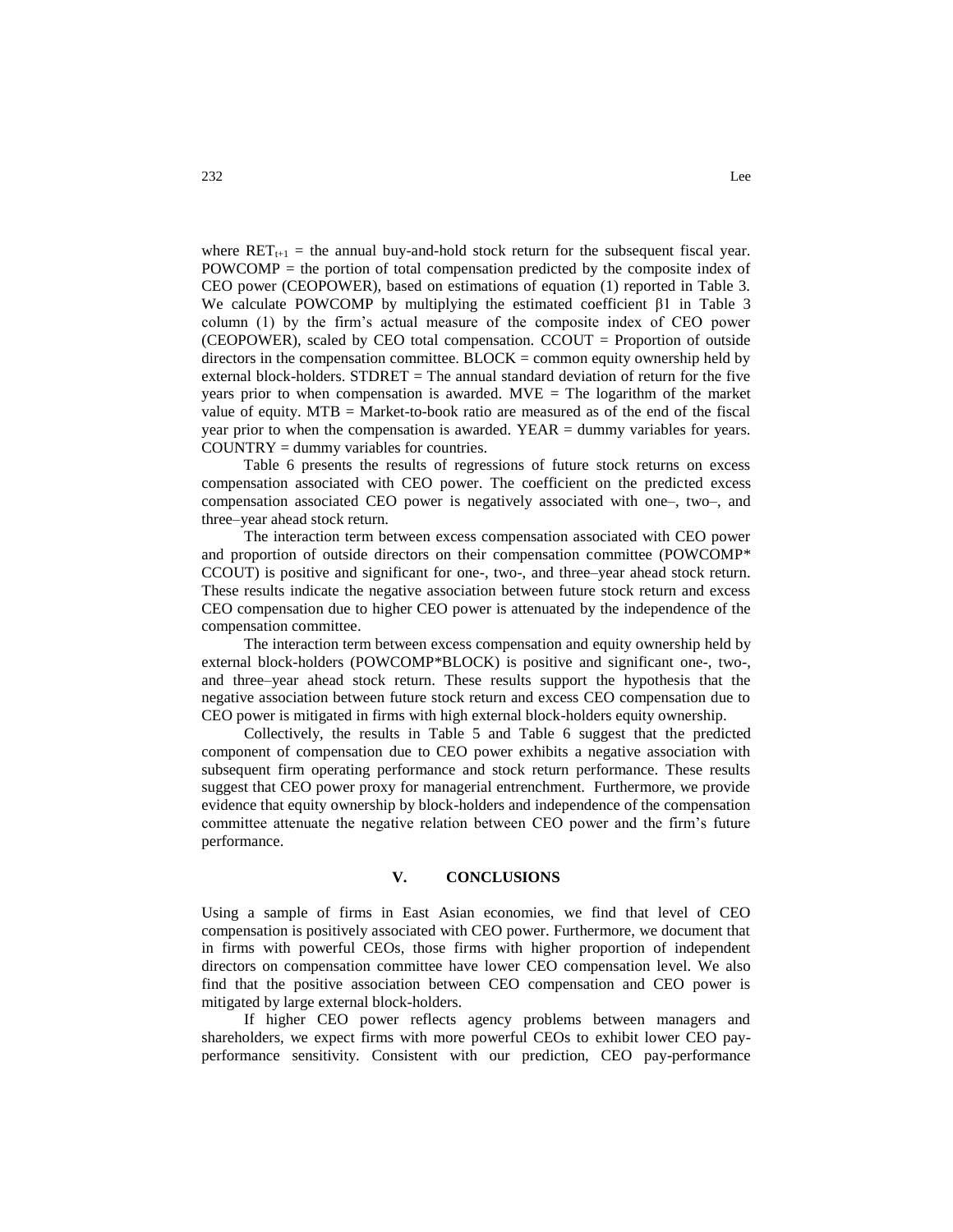where $RET_{t+1}$ = the annual buy-and-hold stock return for the subsequent fiscal year. POWCOMP = the portion of total compensation predicted by the composite index of CEO power (CEOPOWER), based on estimations of equation (1) reported in Table 3. We calculate POWCOMP by multiplying the estimated coefficient $\beta 1$ in Table 3 column (1) by the firm's actual measure of the composite index of CEO power (CEOPOWER), scaled by CEO total compensation. CCOUT = Proportion of outside directors in the compensation committee. BLOCK = common equity ownership held by external block-holders. STDRET = The annual standard deviation of return for the five years prior to when compensation is awarded. MVE = The logarithm of the market value of equity. MTB = Market-to-book ratio are measured as of the end of the fiscal year prior to when the compensation is awarded. YEAR = dummy variables for years. COUNTRY = dummy variables for countries.

Table 6 presents the results of regressions of future stock returns on excess compensation associated with CEO power. The coefficient on the predicted excess compensation associated CEO power is negatively associated with one–, two–, and three–year ahead stock return.

The interaction term between excess compensation associated with CEO power and proportion of outside directors on their compensation committee (POWCOMP* CCOUT) is positive and significant for one-, two-, and three–year ahead stock return. These results indicate the negative association between future stock return and excess CEO compensation due to higher CEO power is attenuated by the independence of the compensation committee.

The interaction term between excess compensation and equity ownership held by external block-holders (POWCOMP*BLOCK) is positive and significant one-, two-, and three–year ahead stock return. These results support the hypothesis that the negative association between future stock return and excess CEO compensation due to CEO power is mitigated in firms with high external block-holders equity ownership.

Collectively, the results in Table 5 and Table 6 suggest that the predicted component of compensation due to CEO power exhibits a negative association with subsequent firm operating performance and stock return performance. These results suggest that CEO power proxy for managerial entrenchment. Furthermore, we provide evidence that equity ownership by block-holders and independence of the compensation committee attenuate the negative relation between CEO power and the firm's future performance.

## V. CONCLUSIONS

Using a sample of firms in East Asian economies, we find that level of CEO compensation is positively associated with CEO power. Furthermore, we document that in firms with powerful CEOs, those firms with higher proportion of independent directors on compensation committee have lower CEO compensation level. We also find that the positive association between CEO compensation and CEO power is mitigated by large external block-holders.

If higher CEO power reflects agency problems between managers and shareholders, we expect firms with more powerful CEOs to exhibit lower CEO pay-performance sensitivity. Consistent with our prediction, CEO pay-performance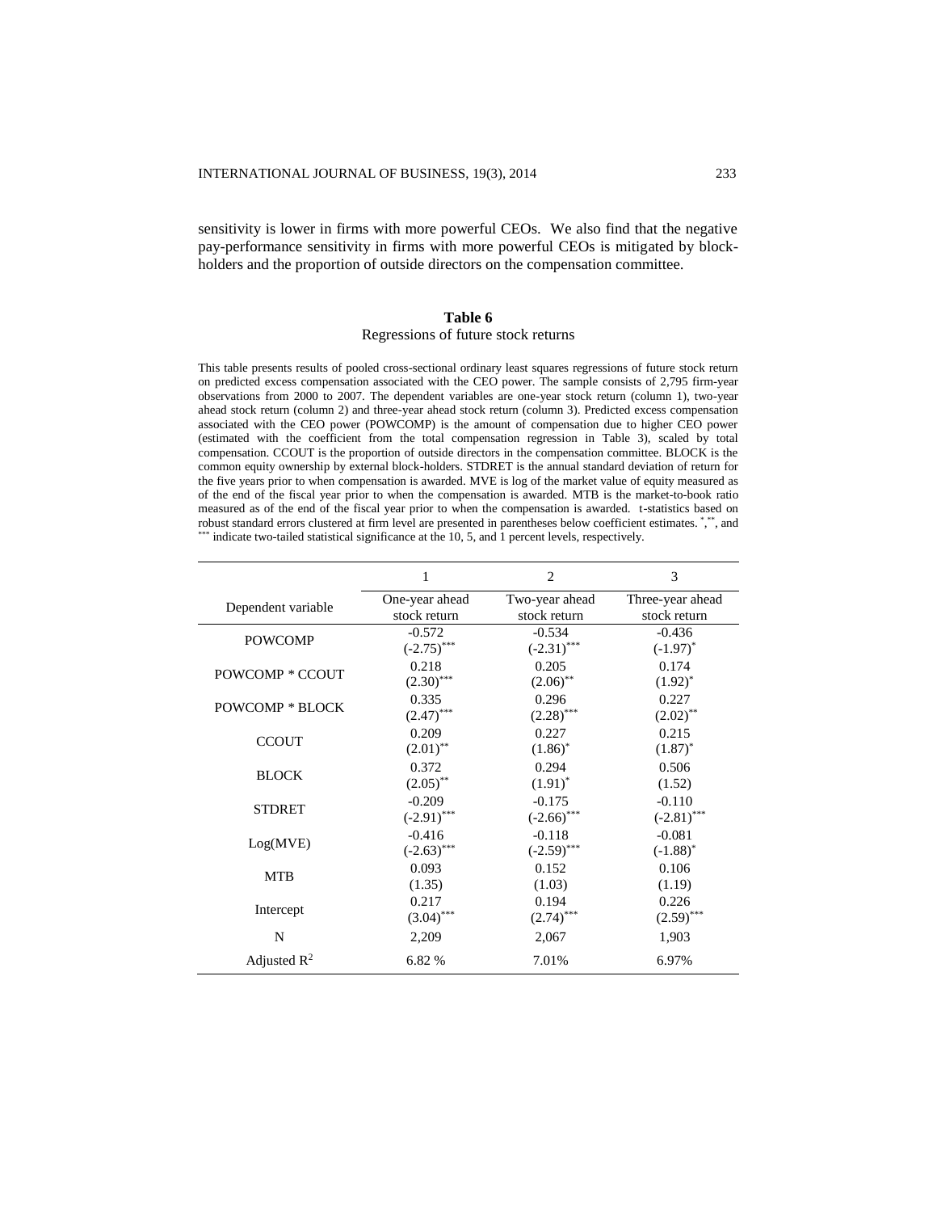sensitivity is lower in firms with more powerful CEOs. We also find that the negative pay-performance sensitivity in firms with more powerful CEOs is mitigated by block-holders and the proportion of outside directors on the compensation committee.

**Table 6**

Regressions of future stock returns

This table presents results of pooled cross-sectional ordinary least squares regressions of future stock return on predicted excess compensation associated with the CEO power. The sample consists of 2,795 firm-year observations from 2000 to 2007. The dependent variables are one-year stock return (column 1), two-year ahead stock return (column 2) and three-year ahead stock return (column 3). Predicted excess compensation associated with the CEO power (POWCOMP) is the amount of compensation due to higher CEO power (estimated with the coefficient from the total compensation regression in Table 3), scaled by total compensation. CCOUT is the proportion of outside directors in the compensation committee. BLOCK is the common equity ownership by external block-holders. STDRET is the annual standard deviation of return for the five years prior to when compensation is awarded. MVE is log of the market value of equity measured as of the end of the fiscal year prior to when the compensation is awarded. MTB is the market-to-book ratio measured as of the end of the fiscal year prior to when the compensation is awarded. t-statistics based on robust standard errors clustered at firm level are presented in parentheses below coefficient estimates. *, **, and *** indicate two-tailed statistical significance at the 10, 5, and 1 percent levels, respectively.

| | 1 | 2 | 3 |
|---|---|---|---|
| Dependent variable | One-year ahead stock return | Two-year ahead stock return | Three-year ahead stock return |
| POWCOMP | -0.572<br>(-2.75)*** | -0.534<br>(-2.31)*** | -0.436<br>(-1.97)* |
| POWCOMP * CCOUT | 0.218<br>(2.30)*** | 0.205<br>(2.06)** | 0.174<br>(1.92)* |
| POWCOMP * BLOCK | 0.335<br>(2.47)*** | 0.296<br>(2.28)*** | 0.227<br>(2.02)** |
| CCOUT | 0.209<br>(2.01)** | 0.227<br>(1.86)* | 0.215<br>(1.87)* |
| BLOCK | 0.372<br>(2.05)** | 0.294<br>(1.91)* | 0.506<br>(1.52) |
| STDRET | -0.209<br>(-2.91)*** | -0.175<br>(-2.66)*** | -0.110<br>(-2.81)*** |
| Log(MVE) | -0.416<br>(-2.63)*** | -0.118<br>(-2.59)*** | -0.081<br>(-1.88)* |
| MTB | 0.093<br>(1.35) | 0.152<br>(1.03) | 0.106<br>(1.19) |
| Intercept | 0.217<br>(3.04)*** | 0.194<br>(2.74)*** | 0.226<br>(2.59)*** |
| N | 2,209 | 2,067 | 1,903 |
| Adjusted $R^2$ | 6.82 % | 7.01% | 6.97% |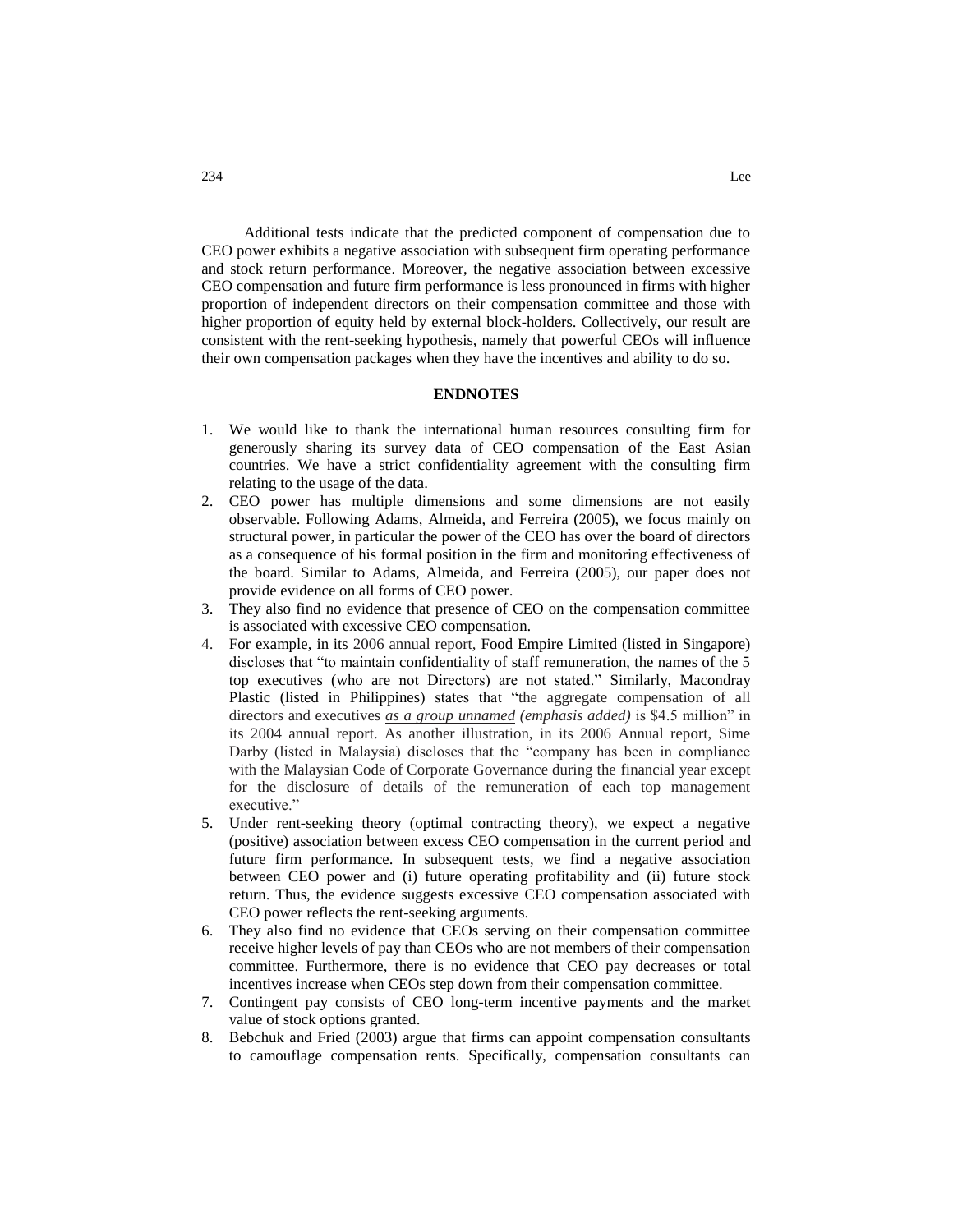Additional tests indicate that the predicted component of compensation due to CEO power exhibits a negative association with subsequent firm operating performance and stock return performance. Moreover, the negative association between excessive CEO compensation and future firm performance is less pronounced in firms with higher proportion of independent directors on their compensation committee and those with higher proportion of equity held by external block-holders. Collectively, our result are consistent with the rent-seeking hypothesis, namely that powerful CEOs will influence their own compensation packages when they have the incentives and ability to do so.

## ENDNOTES

1. We would like to thank the international human resources consulting firm for generously sharing its survey data of CEO compensation of the East Asian countries. We have a strict confidentiality agreement with the consulting firm relating to the usage of the data.
2. CEO power has multiple dimensions and some dimensions are not easily observable. Following Adams, Almeida, and Ferreira (2005), we focus mainly on structural power, in particular the power of the CEO has over the board of directors as a consequence of his formal position in the firm and monitoring effectiveness of the board. Similar to Adams, Almeida, and Ferreira (2005), our paper does not provide evidence on all forms of CEO power.
3. They also find no evidence that presence of CEO on the compensation committee is associated with excessive CEO compensation.
4. For example, in its 2006 annual report, Food Empire Limited (listed in Singapore) discloses that "to maintain confidentiality of staff remuneration, the names of the 5 top executives (who are not Directors) are not stated." Similarly, Macondray Plastic (listed in Philippines) states that "the aggregate compensation of all directors and executives *as a group unnamed* *(emphasis added)* is \$4.5 million" in its 2004 annual report. As another illustration, in its 2006 Annual report, Sime Darby (listed in Malaysia) discloses that the "company has been in compliance with the Malaysian Code of Corporate Governance during the financial year except for the disclosure of details of the remuneration of each top management executive."
5. Under rent-seeking theory (optimal contracting theory), we expect a negative (positive) association between excess CEO compensation in the current period and future firm performance. In subsequent tests, we find a negative association between CEO power and (i) future operating profitability and (ii) future stock return. Thus, the evidence suggests excessive CEO compensation associated with CEO power reflects the rent-seeking arguments.
6. They also find no evidence that CEOs serving on their compensation committee receive higher levels of pay than CEOs who are not members of their compensation committee. Furthermore, there is no evidence that CEO pay decreases or total incentives increase when CEOs step down from their compensation committee.
7. Contingent pay consists of CEO long-term incentive payments and the market value of stock options granted.
8. Bebchuk and Fried (2003) argue that firms can appoint compensation consultants to camouflage compensation rents. Specifically, compensation consultants can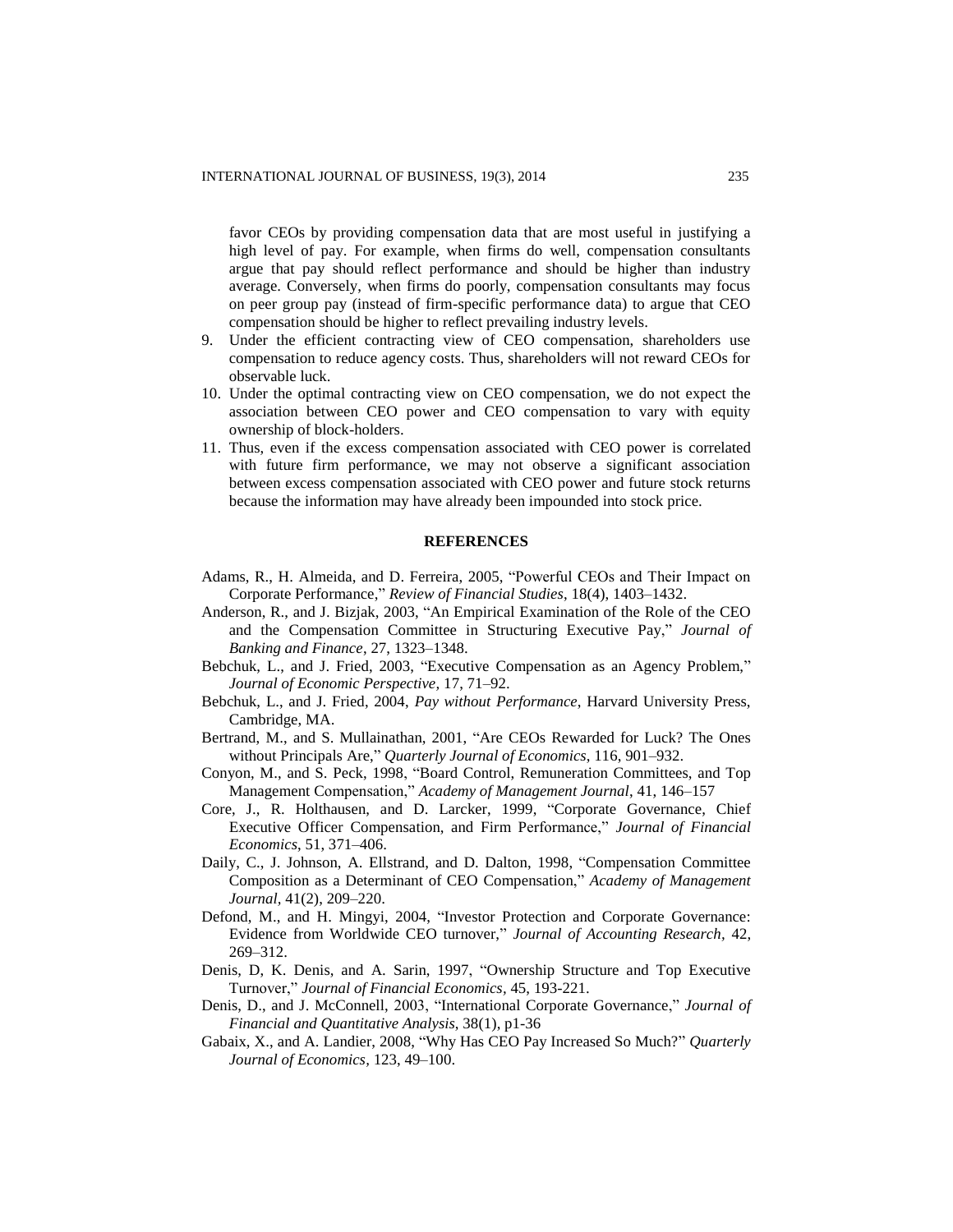favor CEOs by providing compensation data that are most useful in justifying a high level of pay. For example, when firms do well, compensation consultants argue that pay should reflect performance and should be higher than industry average. Conversely, when firms do poorly, compensation consultants may focus on peer group pay (instead of firm-specific performance data) to argue that CEO compensation should be higher to reflect prevailing industry levels.

9. Under the efficient contracting view of CEO compensation, shareholders use compensation to reduce agency costs. Thus, shareholders will not reward CEOs for observable luck.
10. Under the optimal contracting view on CEO compensation, we do not expect the association between CEO power and CEO compensation to vary with equity ownership of block-holders.
11. Thus, even if the excess compensation associated with CEO power is correlated with future firm performance, we may not observe a significant association between excess compensation associated with CEO power and future stock returns because the information may have already been impounded into stock price.

## REFERENCES

Adams, R., H. Almeida, and D. Ferreira, 2005, "Powerful CEOs and Their Impact on Corporate Performance," *Review of Financial Studies*, 18(4), 1403–1432.

Anderson, R., and J. Bizjak, 2003, "An Empirical Examination of the Role of the CEO and the Compensation Committee in Structuring Executive Pay," *Journal of Banking and Finance*, 27, 1323–1348.

Bebchuk, L., and J. Fried, 2003, "Executive Compensation as an Agency Problem," *Journal of Economic Perspective*, 17, 71–92.

Bebchuk, L., and J. Fried, 2004, *Pay without Performance*, Harvard University Press, Cambridge, MA.

Bertrand, M., and S. Mullainathan, 2001, "Are CEOs Rewarded for Luck? The Ones without Principals Are," *Quarterly Journal of Economics*, 116, 901–932.

Conyon, M., and S. Peck, 1998, "Board Control, Remuneration Committees, and Top Management Compensation," *Academy of Management Journal*, 41, 146–157

Core, J., R. Holthausen, and D. Larcker, 1999, "Corporate Governance, Chief Executive Officer Compensation, and Firm Performance," *Journal of Financial Economics*, 51, 371–406.

Daily, C., J. Johnson, A. Ellstrand, and D. Dalton, 1998, "Compensation Committee Composition as a Determinant of CEO Compensation," *Academy of Management Journal*, 41(2), 209–220.

Defond, M., and H. Mingyi, 2004, "Investor Protection and Corporate Governance: Evidence from Worldwide CEO turnover," *Journal of Accounting Research*, 42, 269–312.

Denis, D, K. Denis, and A. Sarin, 1997, "Ownership Structure and Top Executive Turnover," *Journal of Financial Economics*, 45, 193-221.

Denis, D., and J. McConnell, 2003, "International Corporate Governance," *Journal of Financial and Quantitative Analysis*, 38(1), p1-36

Gabaix, X., and A. Landier, 2008, "Why Has CEO Pay Increased So Much?" *Quarterly Journal of Economics*, 123, 49–100.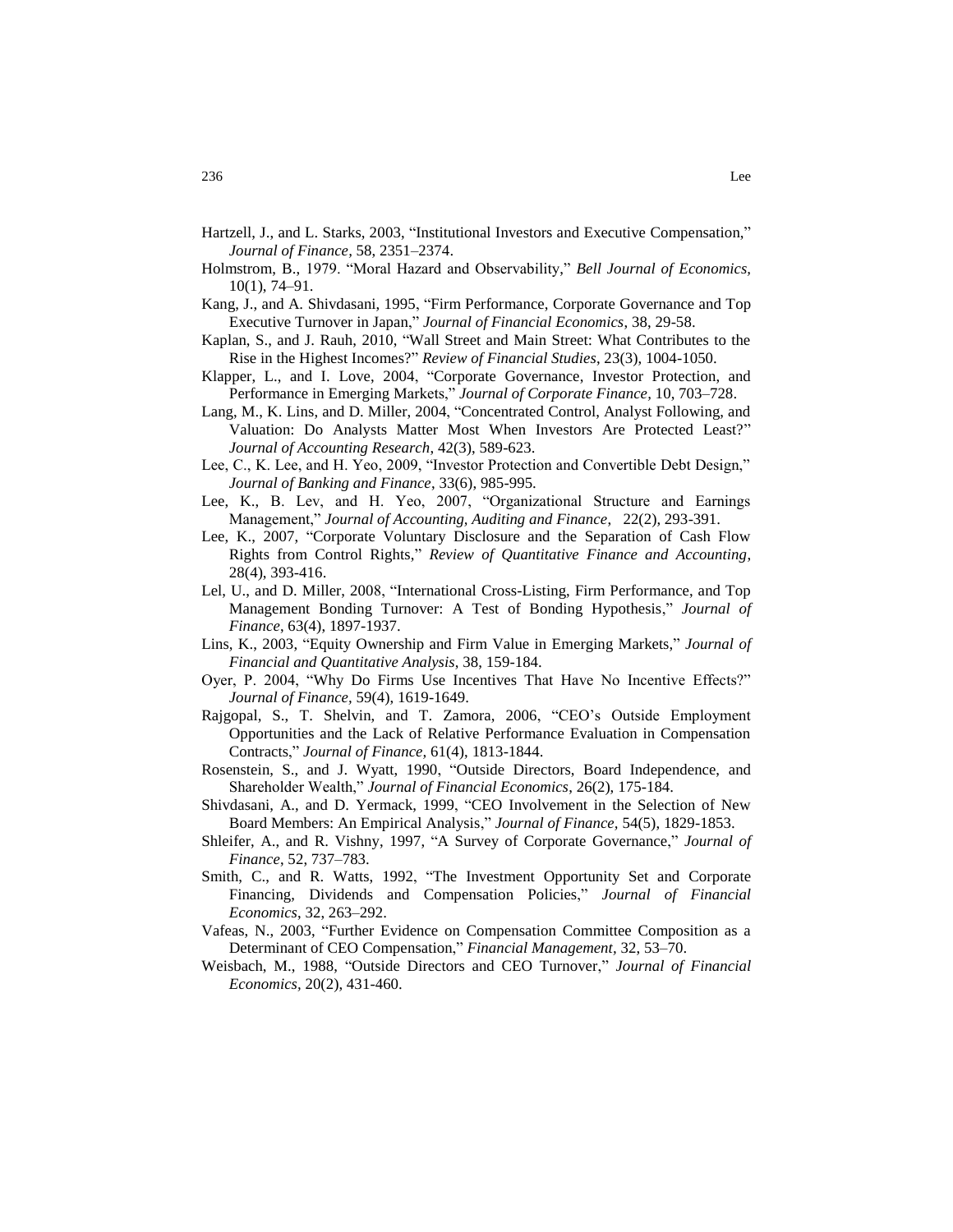Hartzell, J., and L. Starks, 2003, "Institutional Investors and Executive Compensation," *Journal of Finance,* 58, 2351–2374.

Holmstrom, B., 1979. "Moral Hazard and Observability," *Bell Journal of Economics,* 10(1), 74–91.

Kang, J., and A. Shivdasani, 1995, "Firm Performance, Corporate Governance and Top Executive Turnover in Japan," *Journal of Financial Economics*, 38, 29-58.

Kaplan, S., and J. Rauh, 2010, "Wall Street and Main Street: What Contributes to the Rise in the Highest Incomes?" *Review of Financial Studies*, 23(3), 1004-1050.

Klapper, L., and I. Love, 2004, "Corporate Governance, Investor Protection, and Performance in Emerging Markets," *Journal of Corporate Finance,* 10, 703–728.

Lang, M., K. Lins, and D. Miller, 2004, "Concentrated Control, Analyst Following, and Valuation: Do Analysts Matter Most When Investors Are Protected Least?" *Journal of Accounting Research*, 42(3), 589-623.

Lee, C., K. Lee, and H. Yeo, 2009, "Investor Protection and Convertible Debt Design," *Journal of Banking and Finance*, 33(6), 985-995.

Lee, K., B. Lev, and H. Yeo, 2007, "Organizational Structure and Earnings Management," *Journal of Accounting, Auditing and Finance*, 22(2), 293-391.

Lee, K., 2007, "Corporate Voluntary Disclosure and the Separation of Cash Flow Rights from Control Rights," *Review of Quantitative Finance and Accounting*, 28(4), 393-416.

Lel, U., and D. Miller, 2008, "International Cross-Listing, Firm Performance, and Top Management Bonding Turnover: A Test of Bonding Hypothesis," *Journal of Finance*, 63(4), 1897-1937.

Lins, K., 2003, "Equity Ownership and Firm Value in Emerging Markets," *Journal of Financial and Quantitative Analysis*, 38, 159-184.

Oyer, P. 2004, "Why Do Firms Use Incentives That Have No Incentive Effects?" *Journal of Finance,* 59(4), 1619-1649.

Rajgopal, S., T. Shelvin, and T. Zamora, 2006, "CEO's Outside Employment Opportunities and the Lack of Relative Performance Evaluation in Compensation Contracts," *Journal of Finance,* 61(4), 1813-1844.

Rosenstein, S., and J. Wyatt, 1990, "Outside Directors, Board Independence, and Shareholder Wealth," *Journal of Financial Economics*, 26(2), 175-184.

Shivdasani, A., and D. Yermack, 1999, "CEO Involvement in the Selection of New Board Members: An Empirical Analysis," *Journal of Finance,* 54(5), 1829-1853.

Shleifer, A., and R. Vishny, 1997, "A Survey of Corporate Governance," *Journal of Finance*, 52, 737–783.

Smith, C., and R. Watts, 1992, "The Investment Opportunity Set and Corporate Financing, Dividends and Compensation Policies," *Journal of Financial Economics*, 32, 263–292.

Vafeas, N., 2003, "Further Evidence on Compensation Committee Composition as a Determinant of CEO Compensation," *Financial Management*, 32, 53–70.

Weisbach, M., 1988, "Outside Directors and CEO Turnover," *Journal of Financial Economics*, 20(2), 431-460.